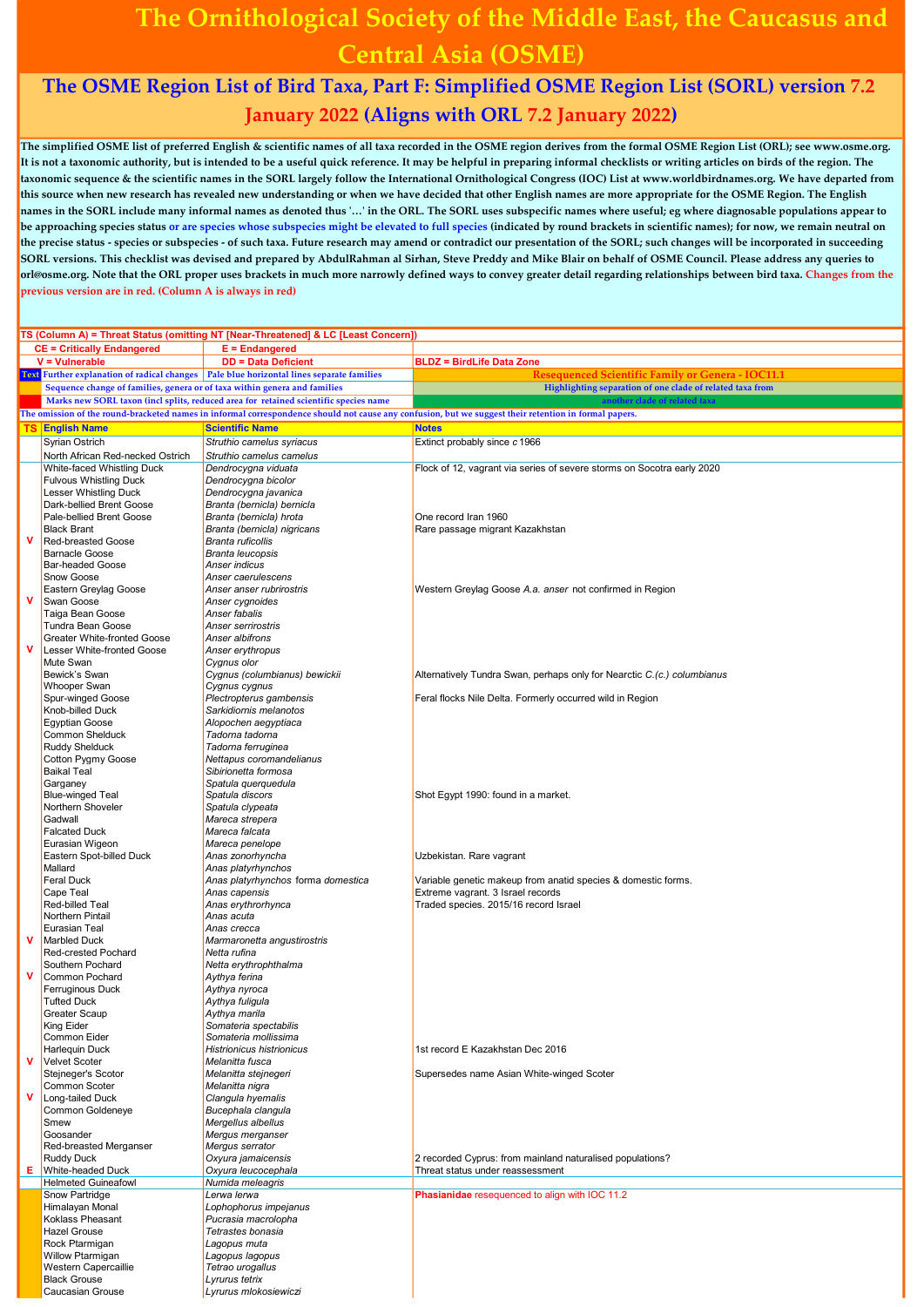# The Ornithological Society of the Middle East, the Caucasus and Central Asia (OSME)

## The OSME Region List of Bird Taxa, Part F: Simplified OSME Region List (SORL) version 7.2 January 2022 (Aligns with ORL 7.2 January 2022)

**The simplified OSME list of preferred English & scientific names of all taxa recorded in the OSME region derives from the formal OSME Region List (ORL); see www.osme.org. It is not a taxonomic authority, but is intended to be a useful quick reference. It may be helpful in preparing informal checklists or writing articles on birds of the region. The taxonomic sequence & the scientific names in the SORL largely follow the International Ornithological Congress (IOC) List at www.worldbirdnames.org. We have departed from this source when new research has revealed new understanding or when we have decided that other English names are more appropriate for the OSME Region. The English names in the SORL include many informal names as denoted thus '…' in the ORL. The SORL uses subspecific names where useful; eg where diagnosable populations appear to be approaching species status or are species whose subspecies might be elevated to full species (indicated by round brackets in scientific names); for now, we remain neutral on the precise status - species or subspecies - of such taxa. Future research may amend or contradict our presentation of the SORL; such changes will be incorporated in succeeding SORL versions. This checklist was devised and prepared by AbdulRahman al Sirhan, Steve Preddy and Mike Blair on behalf of OSME Council. Please address any queries to orl@osme.org. Note that the ORL proper uses brackets in much more narrowly defined ways to convey greater detail regarding relationships between bird taxa. Changes from the previous version are in red. (Column A is always in red)**

**TS (Column A) = Threat Status (omitting NT [Near-Threatened] & LC [Least Concern])**

| | | |
|---|---|---|
| CE = Critically Endangered | E = Endangered | |
| V = Vulnerable | DD = Data Deficient | BLDZ = BirdLife Data Zone |
| Text: Further explanation of radical changes | Pale blue horizontal lines separate families | Resequenced Scientific Family or Genera - IOC11.1 |
| Sequence change of families, genera or of taxa within genera and families | | Highlighting separation of one clade of related taxa from another clade of related taxa |
| Marks new SORL taxon (incl splits, reduced area for retained scientific species name | | |

**The omission of the round-bracketed names in informal correspondence should not cause any confusion, but we suggest their retention in formal papers.**

| TS | English Name | Scientific Name | Notes |
|---|---|---|---|
| | Syrian Ostrich | *Struthio camelus syriacus* | Extinct probably since *c* 1966 |
| | North African Red-necked Ostrich | *Struthio camelus camelus* | |
| | White-faced Whistling Duck | *Dendrocygna viduata* | Flock of 12, vagrant via series of severe storms on Socotra early 2020 |
| | Fulvous Whistling Duck | *Dendrocygna bicolor* | |
| | Lesser Whistling Duck | *Dendrocygna javanica* | |
| | Dark-bellied Brent Goose | *Branta (bernicla) bernicla* | |
| | Pale-bellied Brent Goose | *Branta (bernicla) hrota* | One record Iran 1960 |
| | Black Brant | *Branta (bernicla) nigricans* | Rare passage migrant Kazakhstan |
| V | Red-breasted Goose | *Branta ruficollis* | |
| | Barnacle Goose | *Branta leucopsis* | |
| | Bar-headed Goose | *Anser indicus* | |
| | Snow Goose | *Anser caerulescens* | |
| | Eastern Greylag Goose | *Anser anser rubrirostris* | Western Greylag Goose *A.a. anser* not confirmed in Region |
| V | Swan Goose | *Anser cygnoides* | |
| | Taiga Bean Goose | *Anser fabalis* | |
| | Tundra Bean Goose | *Anser serrirostris* | |
| | Greater White-fronted Goose | *Anser albifrons* | |
| V | Lesser White-fronted Goose | *Anser erythropus* | |
| | Mute Swan | *Cygnus olor* | |
| | Bewick's Swan | *Cygnus (columbianus) bewickii* | Alternatively Tundra Swan, perhaps only for Nearctic *C.(c.) columbianus* |
| | Whooper Swan | *Cygnus cygnus* | |
| | Spur-winged Goose | *Plectropterus gambensis* | Feral flocks Nile Delta. Formerly occurred wild in Region |
| | Knob-billed Duck | *Sarkidiornis melanotos* | |
| | Egyptian Goose | *Alopochen aegyptiaca* | |
| | Common Shelduck | *Tadorna tadorna* | |
| | Ruddy Shelduck | *Tadorna ferruginea* | |
| | Cotton Pygmy Goose | *Nettapus coromandelianus* | |
| | Baikal Teal | *Sibirionetta formosa* | |
| | Garganey | *Spatula querquedula* | |
| | Blue-winged Teal | *Spatula discors* | Shot Egypt 1990: found in a market. |
| | Northern Shoveler | *Spatula clypeata* | |
| | Gadwall | *Mareca strepera* | |
| | Falcated Duck | *Mareca falcata* | |
| | Eurasian Wigeon | *Mareca penelope* | |
| | Eastern Spot-billed Duck | *Anas zonorhyncha* | Uzbekistan. Rare vagrant |
| | Mallard | *Anas platyrhynchos* | |
| | Feral Duck | *Anas platyrhynchos* forma *domestica* | Variable genetic makeup from anatid species & domestic forms. |
| | Cape Teal | *Anas capensis* | Extreme vagrant. 3 Israel records |
| | Red-billed Teal | *Anas erythrorhynca* | Traded species. 2015/16 record Israel |
| | Northern Pintail | *Anas acuta* | |
| | Eurasian Teal | *Anas crecca* | |
| V | Marbled Duck | *Marmaronetta angustirostris* | |
| | Red-crested Pochard | *Netta rufina* | |
| | Southern Pochard | *Netta erythrophthalma* | |
| V | Common Pochard | *Aythya ferina* | |
| | Ferruginous Duck | *Aythya nyroca* | |
| | Tufted Duck | *Aythya fuligula* | |
| | Greater Scaup | *Aythya marila* | |
| | King Eider | *Somateria spectabilis* | |
| | Common Eider | *Somateria mollissima* | |
| | Harlequin Duck | *Histrionicus histrionicus* | 1st record E Kazakhstan Dec 2016 |
| V | Velvet Scoter | *Melanitta fusca* | |
| | Stejneger's Scotor | *Melanitta stejnegeri* | Supersedes name Asian White-winged Scoter |
| | Common Scoter | *Melanitta nigra* | |
| V | Long-tailed Duck | *Clangula hyemalis* | |
| | Common Goldeneye | *Bucephala clangula* | |
| | Smew | *Mergellus albellus* | |
| | Goosander | *Mergus merganser* | |
| | Red-breasted Merganser | *Mergus serrator* | |
| | Ruddy Duck | *Oxyura jamaicensis* | 2 recorded Cyprus: from mainland naturalised populations? |
| E | White-headed Duck | *Oxyura leucocephala* | Threat status under reassessment |
| | Helmeted Guineafowl | *Numida meleagris* | |
| | Snow Partridge | *Lerwa lerwa* | **Phasianidae** resequenced to align with IOC 11.2 |
| | Himalayan Monal | *Lophophorus impejanus* | |
| | Koklass Pheasant | *Pucrasia macrolopha* | |
| | Hazel Grouse | *Tetrastes bonasia* | |
| | Rock Ptarmigan | *Lagopus muta* | |
| | Willow Ptarmigan | *Lagopus lagopus* | |
| | Western Capercaillie | *Tetrao urogallus* | |
| | Black Grouse | *Lyrurus tetrix* | |
| | Caucasian Grouse | *Lyrurus mlokosiewiczi* | |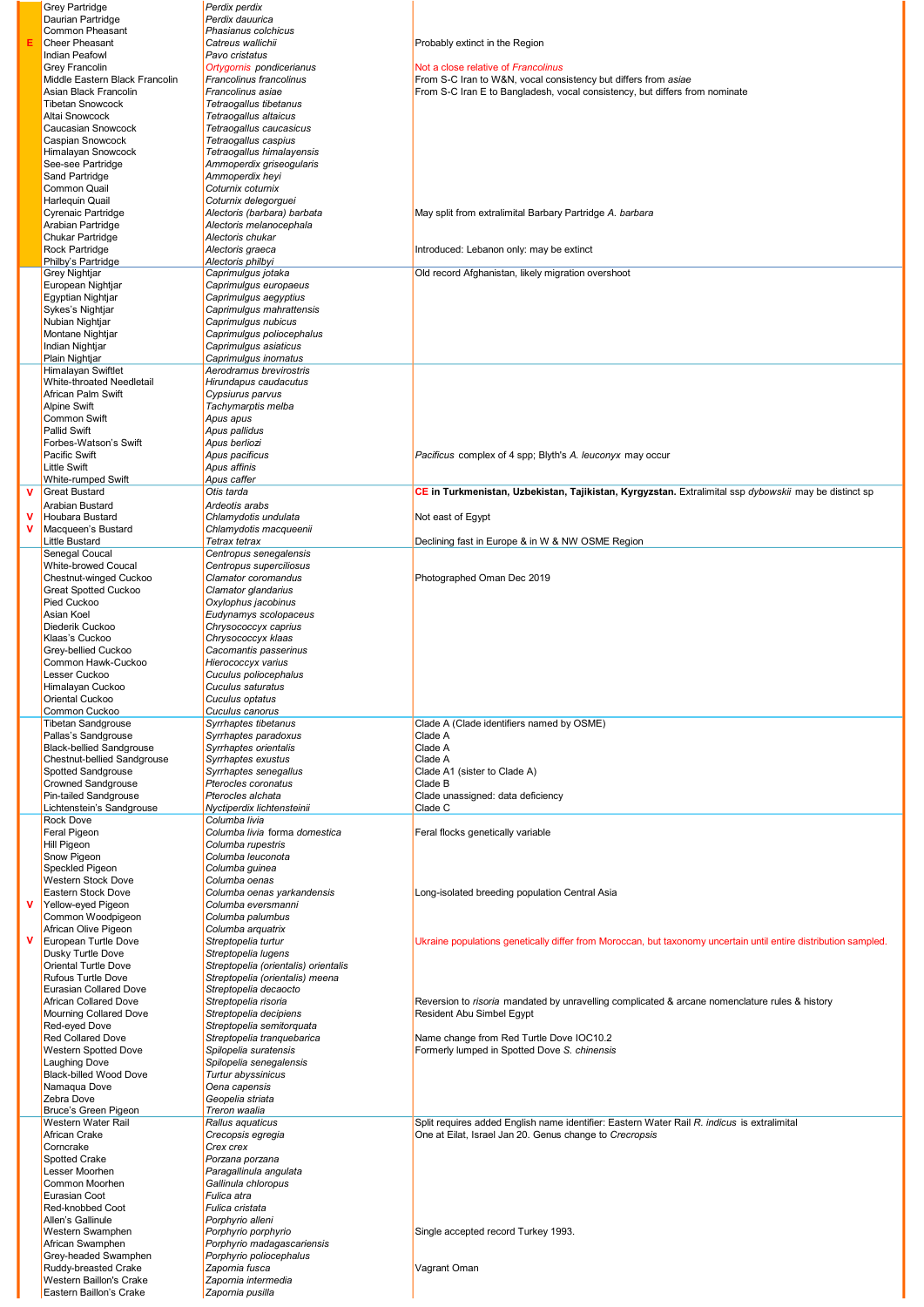| | English name | Scientific name | Notes |
|---|---|---|---|
| | Grey Partridge | *Perdix perdix* | |
| | Daurian Partridge | *Perdix dauurica* | |
| | Common Pheasant | *Phasianus colchicus* | |
| E | Cheer Pheasant | *Catreus wallichii* | Probably extinct in the Region |
| | Indian Peafowl | *Pavo cristatus* | |
| | Grey Francolin | *Ortygornis pondicerianus* | Not a close relative of *Francolinus* |
| | Middle Eastern Black Francolin | *Francolinus francolinus* | From S-C Iran to W&N, vocal consistency but differs from *asiae* |
| | Asian Black Francolin | *Francolinus asiae* | From S-C Iran E to Bangladesh, vocal consistency, but differs from nominate |
| | Tibetan Snowcock | *Tetraogallus tibetanus* | |
| | Altai Snowcock | *Tetraogallus altaicus* | |
| | Caucasian Snowcock | *Tetraogallus caucasicus* | |
| | Caspian Snowcock | *Tetraogallus caspius* | |
| | Himalayan Snowcock | *Tetraogallus himalayensis* | |
| | See-see Partridge | *Ammoperdix griseogularis* | |
| | Sand Partridge | *Ammoperdix heyi* | |
| | Common Quail | *Coturnix coturnix* | |
| | Harlequin Quail | *Coturnix delegorguei* | |
| | Cyrenaic Partridge | *Alectoris (barbara) barbata* | May split from extralimital Barbary Partridge *A. barbara* |
| | Arabian Partridge | *Alectoris melanocephala* | |
| | Chukar Partridge | *Alectoris chukar* | |
| | Rock Partridge | *Alectoris graeca* | Introduced: Lebanon only: may be extinct |
| | Philby's Partridge | *Alectoris philbyi* | |
| | Grey Nightjar | *Caprimulgus jotaka* | Old record Afghanistan, likely migration overshoot |
| | European Nightjar | *Caprimulgus europaeus* | |
| | Egyptian Nightjar | *Caprimulgus aegyptius* | |
| | Sykes's Nightjar | *Caprimulgus mahrattensis* | |
| | Nubian Nightjar | *Caprimulgus nubicus* | |
| | Montane Nightjar | *Caprimulgus poliocephalus* | |
| | Indian Nightjar | *Caprimulgus asiaticus* | |
| | Plain Nightjar | *Caprimulgus inornatus* | |
| | Himalayan Swiftlet | *Aerodramus brevirostris* | |
| | White-throated Needletail | *Hirundapus caudacutus* | |
| | African Palm Swift | *Cypsiurus parvus* | |
| | Alpine Swift | *Tachymarptis melba* | |
| | Common Swift | *Apus apus* | |
| | Pallid Swift | *Apus pallidus* | |
| | Forbes-Watson's Swift | *Apus berliozi* | |
| | Pacific Swift | *Apus pacificus* | *Pacificus* complex of 4 spp; Blyth's *A. leuconyx* may occur |
| | Little Swift | *Apus affinis* | |
| | White-rumped Swift | *Apus caffer* | |
| V | Great Bustard | *Otis tarda* | **CE in Turkmenistan, Uzbekistan, Tajikistan, Kyrgyzstan.** Extralimital ssp *dybowskii* may be distinct sp |
| | Arabian Bustard | *Ardeotis arabs* | |
| V | Houbara Bustard | *Chlamydotis undulata* | Not east of Egypt |
| V | Macqueen's Bustard | *Chlamydotis macqueenii* | |
| | Little Bustard | *Tetrax tetrax* | Declining fast in Europe & in W & NW OSME Region |
| | Senegal Coucal | *Centropus senegalensis* | |
| | White-browed Coucal | *Centropus superciliosus* | |
| | Chestnut-winged Cuckoo | *Clamator coromandus* | Photographed Oman Dec 2019 |
| | Great Spotted Cuckoo | *Clamator glandarius* | |
| | Pied Cuckoo | *Oxylophus jacobinus* | |
| | Asian Koel | *Eudynamys scolopaceus* | |
| | Diederik Cuckoo | *Chrysococcyx caprius* | |
| | Klaas's Cuckoo | *Chrysococcyx klaas* | |
| | Grey-bellied Cuckoo | *Cacomantis passerinus* | |
| | Common Hawk-Cuckoo | *Hierococcyx varius* | |
| | Lesser Cuckoo | *Cuculus poliocephalus* | |
| | Himalayan Cuckoo | *Cuculus saturatus* | |
| | Oriental Cuckoo | *Cuculus optatus* | |
| | Common Cuckoo | *Cuculus canorus* | |
| | Tibetan Sandgrouse | *Syrrhaptes tibetanus* | Clade A (Clade identifiers named by OSME) |
| | Pallas's Sandgrouse | *Syrrhaptes paradoxus* | Clade A |
| | Black-bellied Sandgrouse | *Syrrhaptes orientalis* | Clade A |
| | Chestnut-bellied Sandgrouse | *Syrrhaptes exustus* | Clade A |
| | Spotted Sandgrouse | *Syrrhaptes senegallus* | Clade A1 (sister to Clade A) |
| | Crowned Sandgrouse | *Pterocles coronatus* | Clade B |
| | Pin-tailed Sandgrouse | *Pterocles alchata* | Clade unassigned: data deficiency |
| | Lichtenstein's Sandgrouse | *Nyctiperdix lichtensteinii* | Clade C |
| | Rock Dove | *Columba livia* | |
| | Feral Pigeon | *Columba livia* forma *domestica* | Feral flocks genetically variable |
| | Hill Pigeon | *Columba rupestris* | |
| | Snow Pigeon | *Columba leuconota* | |
| | Speckled Pigeon | *Columba guinea* | |
| | Western Stock Dove | *Columba oenas* | |
| | Eastern Stock Dove | *Columba oenas yarkandensis* | Long-isolated breeding population Central Asia |
| V | Yellow-eyed Pigeon | *Columba eversmanni* | |
| | Common Woodpigeon | *Columba palumbus* | |
| | African Olive Pigeon | *Columba arquatrix* | |
| V | European Turtle Dove | *Streptopelia turtur* | Ukraine populations genetically differ from Moroccan, but taxonomy uncertain until entire distribution sampled. |
| | Dusky Turtle Dove | *Streptopelia lugens* | |
| | Oriental Turtle Dove | *Streptopelia (orientalis) orientalis* | |
| | Rufous Turtle Dove | *Streptopelia (orientalis) meena* | |
| | Eurasian Collared Dove | *Streptopelia decaocto* | |
| | African Collared Dove | *Streptopelia risoria* | Reversion to *risoria* mandated by unravelling complicated & arcane nomenclature rules & history |
| | Mourning Collared Dove | *Streptopelia decipiens* | Resident Abu Simbel Egypt |
| | Red-eyed Dove | *Streptopelia semitorquata* | |
| | Red Collared Dove | *Streptopelia tranquebarica* | Name change from Red Turtle Dove IOC10.2 |
| | Western Spotted Dove | *Spilopelia suratensis* | Formerly lumped in Spotted Dove *S. chinensis* |
| | Laughing Dove | *Spilopelia senegalensis* | |
| | Black-billed Wood Dove | *Turtur abyssinicus* | |
| | Namaqua Dove | *Oena capensis* | |
| | Zebra Dove | *Geopelia striata* | |
| | Bruce's Green Pigeon | *Treron waalia* | |
| | Western Water Rail | *Rallus aquaticus* | Split requires added English name identifier: Eastern Water Rail *R. indicus* is extralimital |
| | African Crake | *Crecopsis egregia* | One at Eilat, Israel Jan 20. Genus change to *Crecropsis* |
| | Corncrake | *Crex crex* | |
| | Spotted Crake | *Porzana porzana* | |
| | Lesser Moorhen | *Paragallinula angulata* | |
| | Common Moorhen | *Gallinula chloropus* | |
| | Eurasian Coot | *Fulica atra* | |
| | Red-knobbed Coot | *Fulica cristata* | |
| | Allen's Gallinule | *Porphyrio alleni* | |
| | Western Swamphen | *Porphyrio porphyrio* | Single accepted record Turkey 1993. |
| | African Swamphen | *Porphyrio madagascariensis* | |
| | Grey-headed Swamphen | *Porphyrio poliocephalus* | |
| | Ruddy-breasted Crake | *Zapornia fusca* | Vagrant Oman |
| | Western Baillon's Crake | *Zapornia intermedia* | |
| | Eastern Baillon's Crake | *Zapornia pusilla* | |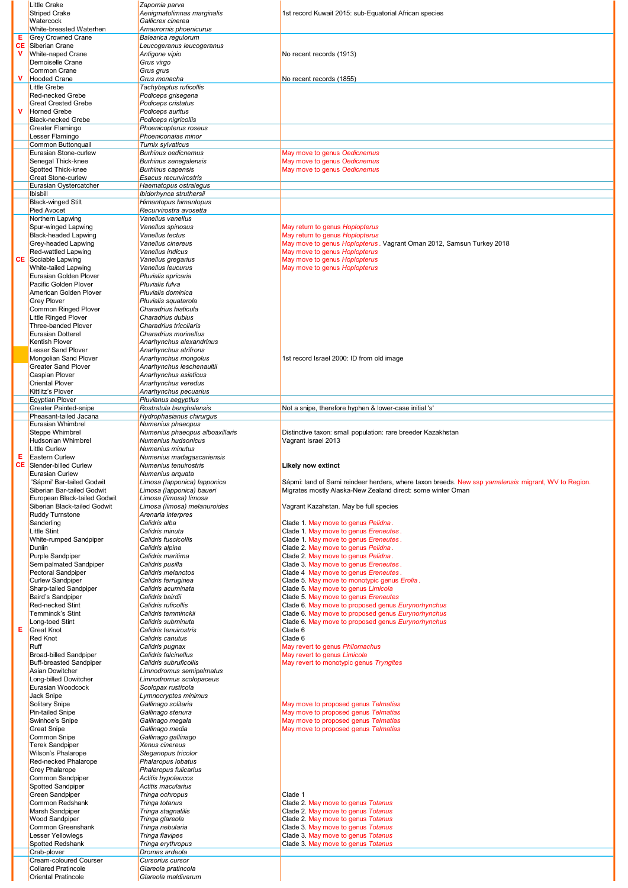| Status | Common name | Scientific name | Notes |
|---|---|---|---|
| | Little Crake | *Zapornia parva* | |
| | Striped Crake | *Aenigmatolimnas marginalis* | 1st record Kuwait 2015: sub-Equatorial African species |
| | Watercock | *Gallicrex cinerea* | |
| | White-breasted Waterhen | *Amaurornis phoenicurus* | |
| E | Grey Crowned Crane | *Balearica regulorum* | |
| CE | Siberian Crane | *Leucogeranus leucogeranus* | |
| V | White-naped Crane | *Antigone vipio* | No recent records (1913) |
| | Demoiselle Crane | *Grus virgo* | |
| | Common Crane | *Grus grus* | |
| V | Hooded Crane | *Grus monacha* | No recent records (1855) |
| | Little Grebe | *Tachybaptus ruficollis* | |
| | Red-necked Grebe | *Podiceps grisegena* | |
| | Great Crested Grebe | *Podiceps cristatus* | |
| V | Horned Grebe | *Podiceps auritus* | |
| | Black-necked Grebe | *Podiceps nigricollis* | |
| | Greater Flamingo | *Phoenicopterus roseus* | |
| | Lesser Flamingo | *Phoeniconaias minor* | |
| | Common Buttonquail | *Turnix sylvaticus* | |
| | Eurasian Stone-curlew | *Burhinus oedicnemus* | May move to genus *Oedicnemus* |
| | Senegal Thick-knee | *Burhinus senegalensis* | May move to genus *Oedicnemus* |
| | Spotted Thick-knee | *Burhinus capensis* | May move to genus *Oedicnemus* |
| | Great Stone-curlew | *Esacus recurvirostris* | |
| | Eurasian Oystercatcher | *Haematopus ostralegus* | |
| | Ibisbill | *Ibidorhyncha struthersii* | |
| | Black-winged Stilt | *Himantopus himantopus* | |
| | Pied Avocet | *Recurvirostra avosetta* | |
| | Northern Lapwing | *Vanellus vanellus* | |
| | Spur-winged Lapwing | *Vanellus spinosus* | May return to genus *Hoplopterus* |
| | Black-headed Lapwing | *Vanellus tectus* | May return to genus *Hoplopterus* |
| | Grey-headed Lapwing | *Vanellus cinereus* | May move to genus *Hoplopterus*. Vagrant Oman 2012, Samsun Turkey 2018 |
| | Red-wattled Lapwing | *Vanellus indicus* | May move to genus *Hoplopterus* |
| CE | Sociable Lapwing | *Vanellus gregarius* | May move to genus *Hoplopterus* |
| | White-tailed Lapwing | *Vanellus leucurus* | May move to genus *Hoplopterus* |
| | Eurasian Golden Plover | *Pluvialis apricaria* | |
| | Pacific Golden Plover | *Pluvialis fulva* | |
| | American Golden Plover | *Pluvialis dominica* | |
| | Grey Plover | *Pluvialis squatarola* | |
| | Common Ringed Plover | *Charadrius hiaticula* | |
| | Little Ringed Plover | *Charadrius dubius* | |
| | Three-banded Plover | *Charadrius tricollaris* | |
| | Eurasian Dotterel | *Charadrius morinellus* | |
| | Kentish Plover | *Anarhynchus alexandrinus* | |
| | Lesser Sand Plover | *Anarhynchus atrifrons* | |
| | Mongolian Sand Plover | *Anarhynchus mongolus* | 1st record Israel 2000: ID from old image |
| | Greater Sand Plover | *Anarhynchus leschenaultii* | |
| | Caspian Plover | *Anarhynchus asiaticus* | |
| | Oriental Plover | *Anarhynchus veredus* | |
| | Kittlitz's Plover | *Anarhynchus pecuarius* | |
| | Egyptian Plover | *Pluvianus aegyptius* | |
| | Greater Painted-snipe | *Rostratula benghalensis* | Not a snipe, therefore hyphen & lower-case initial 's' |
| | Pheasant-tailed Jacana | *Hydrophasianus chirurgus* | |
| | Eurasian Whimbrel | *Numenius phaeopus* | |
| | Steppe Whimbrel | *Numenius phaeopus alboaxillaris* | Distinctive taxon: small population: rare breeder Kazakhstan |
| | Hudsonian Whimbrel | *Numenius hudsonicus* | Vagrant Israel 2013 |
| | Little Curlew | *Numenius minutus* | |
| E | Eastern Curlew | *Numenius madagascariensis* | |
| CE | Slender-billed Curlew | *Numenius tenuirostris* | **Likely now extinct** |
| | Eurasian Curlew | *Numenius arquata* | |
| | 'Sápmi' Bar-tailed Godwit | *Limosa (lapponica) lapponica* | Sápmi: land of Sami reindeer herders, where taxon breeds. New ssp *yamalensis* migrant, WV to Region. |
| | Siberian Bar-tailed Godwit | *Limosa (lapponica) baueri* | Migrates mostly Alaska-New Zealand direct: some winter Oman |
| | European Black-tailed Godwit | *Limosa (limosa) limosa* | |
| | Siberian Black-tailed Godwit | *Limosa (limosa) melanuroides* | Vagrant Kazakhstan. May be full species |
| | Ruddy Turnstone | *Arenaria interpres* | |
| | Sanderling | *Calidris alba* | Clade 1. May move to genus *Pelidna*. |
| | Little Stint | *Calidris minuta* | Clade 1. May move to genus *Ereneutes*. |
| | White-rumped Sandpiper | *Calidris fuscicollis* | Clade 1. May move to genus *Ereneutes*. |
| | Dunlin | *Calidris alpina* | Clade 2. May move to genus *Pelidna*. |
| | Purple Sandpiper | *Calidris maritima* | Clade 2. May move to genus *Pelidna*. |
| | Semipalmated Sandpiper | *Calidris pusilla* | Clade 3. May move to genus *Ereneutes*. |
| | Pectoral Sandpiper | *Calidris melanotos* | Clade 4 May move to genus *Ereneutes*. |
| | Curlew Sandpiper | *Calidris ferruginea* | Clade 5. May move to monotypic genus *Erolia*. |
| | Sharp-tailed Sandpiper | *Calidris acuminata* | Clade 5. May move to genus *Limicola* |
| | Baird's Sandpiper | *Calidris bairdii* | Clade 5. May move to genus *Ereneutes* |
| | Red-necked Stint | *Calidris ruficollis* | Clade 6. May move to proposed genus *Eurynorhynchus* |
| | Temminck's Stint | *Calidris temminckii* | Clade 6. May move to proposed genus *Eurynorhynchus* |
| | Long-toed Stint | *Calidris subminuta* | Clade 6. May move to proposed genus *Eurynorhynchus* |
| E | Great Knot | *Calidris tenuirostris* | Clade 6 |
| | Red Knot | *Calidris canutus* | Clade 6 |
| | Ruff | *Calidris pugnax* | May revert to genus *Philomachus* |
| | Broad-billed Sandpiper | *Calidris falcinellus* | May revert to genus *Limicola* |
| | Buff-breasted Sandpiper | *Calidris subruficollis* | May revert to monotypic genus *Tryngites* |
| | Asian Dowitcher | *Limnodromus semipalmatus* | |
| | Long-billed Dowitcher | *Limnodromus scolopaceus* | |
| | Eurasian Woodcock | *Scolopax rusticola* | |
| | Jack Snipe | *Lymnocryptes minimus* | |
| | Solitary Snipe | *Gallinago solitaria* | May move to proposed genus *Telmatias* |
| | Pin-tailed Snipe | *Gallinago stenura* | May move to proposed genus *Telmatias* |
| | Swinhoe's Snipe | *Gallinago megala* | May move to proposed genus *Telmatias* |
| | Great Snipe | *Gallinago media* | May move to proposed genus *Telmatias* |
| | Common Snipe | *Gallinago gallinago* | |
| | Terek Sandpiper | *Xenus cinereus* | |
| | Wilson's Phalarope | *Steganopus tricolor* | |
| | Red-necked Phalarope | *Phalaropus lobatus* | |
| | Grey Phalarope | *Phalaropus fulicarius* | |
| | Common Sandpiper | *Actitis hypoleucos* | |
| | Spotted Sandpiper | *Actitis macularius* | |
| | Green Sandpiper | *Tringa ochropus* | Clade 1 |
| | Common Redshank | *Tringa totanus* | Clade 2. May move to genus *Totanus* |
| | Marsh Sandpiper | *Tringa stagnatilis* | Clade 2. May move to genus *Totanus* |
| | Wood Sandpiper | *Tringa glareola* | Clade 2. May move to genus *Totanus* |
| | Common Greenshank | *Tringa nebularia* | Clade 3. May move to genus *Totanus* |
| | Lesser Yellowlegs | *Tringa flavipes* | Clade 3. May move to genus *Totanus* |
| | Spotted Redshank | *Tringa erythropus* | Clade 3. May move to genus *Totanus* |
| | Crab-plover | *Dromas ardeola* | |
| | Cream-coloured Courser | *Cursorius cursor* | |
| | Collared Pratincole | *Glareola pratincola* | |
| | Oriental Pratincole | *Glareola maldivarum* | |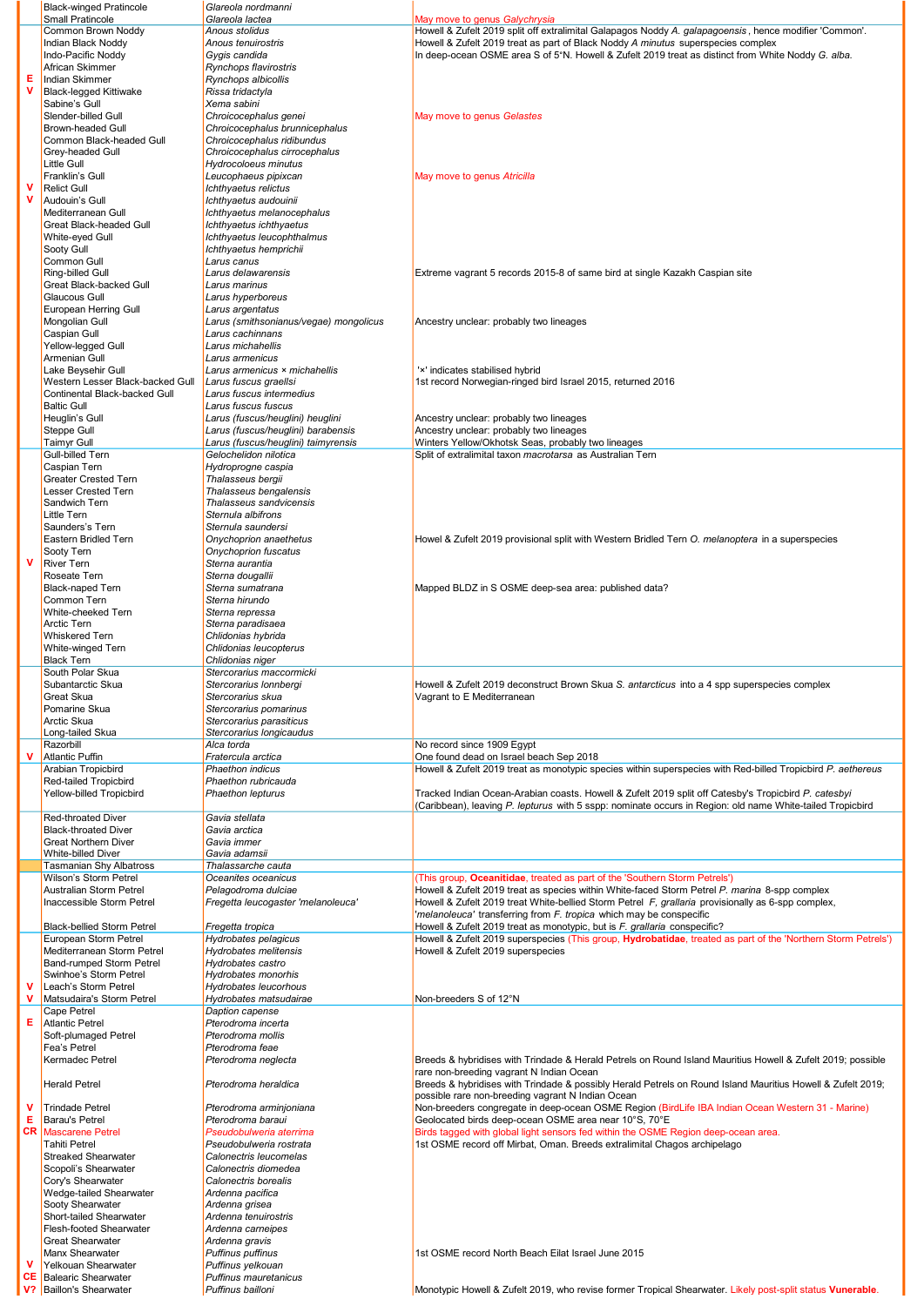| Status | English name | Scientific name | Notes |
|---|---|---|---|
| | Black-winged Pratincole | *Glareola nordmanni* | |
| | Small Pratincole | *Glareola lactea* | May move to genus *Galychrysia* |
| | Common Brown Noddy | *Anous stolidus* | Howell & Zufelt 2019 split off extralimital Galapagos Noddy *A. galapagoensis*, hence modifier 'Common'. |
| | Indian Black Noddy | *Anous tenuirostris* | Howell & Zufelt 2019 treat as part of Black Noddy *A minutus* superspecies complex |
| | Indo-Pacific Noddy | *Gygis candida* | In deep-ocean OSME area S of 5°N. Howell & Zufelt 2019 treat as distinct from White Noddy *G. alba*. |
| | African Skimmer | *Rynchops flavirostris* | |
| E | Indian Skimmer | *Rynchops albicollis* | |
| V | Black-legged Kittiwake | *Rissa tridactyla* | |
| | Sabine's Gull | *Xema sabini* | |
| | Slender-billed Gull | *Chroicocephalus genei* | May move to genus *Gelastes* |
| | Brown-headed Gull | *Chroicocephalus brunnicephalus* | |
| | Common Black-headed Gull | *Chroicocephalus ridibundus* | |
| | Grey-headed Gull | *Chroicocephalus cirrocephalus* | |
| | Little Gull | *Hydrocoloeus minutus* | |
| | Franklin's Gull | *Leucophaeus pipixcan* | May move to genus *Atricilla* |
| V | Relict Gull | *Ichthyaetus relictus* | |
| V | Audouin's Gull | *Ichthyaetus audouinii* | |
| | Mediterranean Gull | *Ichthyaetus melanocephalus* | |
| | Great Black-headed Gull | *Ichthyaetus ichthyaetus* | |
| | White-eyed Gull | *Ichthyaetus leucophthalmus* | |
| | Sooty Gull | *Ichthyaetus hemprichii* | |
| | Common Gull | *Larus canus* | |
| | Ring-billed Gull | *Larus delawarensis* | Extreme vagrant 5 records 2015-8 of same bird at single Kazakh Caspian site |
| | Great Black-backed Gull | *Larus marinus* | |
| | Glaucous Gull | *Larus hyperboreus* | |
| | European Herring Gull | *Larus argentatus* | |
| | Mongolian Gull | *Larus (smithsonianus/vegae) mongolicus* | Ancestry unclear: probably two lineages |
| | Caspian Gull | *Larus cachinnans* | |
| | Yellow-legged Gull | *Larus michahellis* | |
| | Armenian Gull | *Larus armenicus* | |
| | Lake Beysehir Gull | *Larus armenicus × michahellis* | '×' indicates stabilised hybrid |
| | Western Lesser Black-backed Gull | *Larus fuscus graellsi* | 1st record Norwegian-ringed bird Israel 2015, returned 2016 |
| | Continental Black-backed Gull | *Larus fuscus intermedius* | |
| | Baltic Gull | *Larus fuscus fuscus* | |
| | Heuglin's Gull | *Larus (fuscus/heuglini) heuglini* | Ancestry unclear: probably two lineages |
| | Steppe Gull | *Larus (fuscus/heuglini) barabensis* | Ancestry unclear: probably two lineages |
| | Taimyr Gull | *Larus (fuscus/heuglini) taimyrensis* | Winters Yellow/Okhotsk Seas, probably two lineages |
| | Gull-billed Tern | *Gelochelidon nilotica* | Split of extralimital taxon *macrotarsa* as Australian Tern |
| | Caspian Tern | *Hydroprogne caspia* | |
| | Greater Crested Tern | *Thalasseus bergii* | |
| | Lesser Crested Tern | *Thalasseus bengalensis* | |
| | Sandwich Tern | *Thalasseus sandvicensis* | |
| | Little Tern | *Sternula albifrons* | |
| | Saunders's Tern | *Sternula saundersi* | |
| | Eastern Bridled Tern | *Onychoprion anaethetus* | Howel & Zufelt 2019 provisional split with Western Bridled Tern *O. melanoptera* in a superspecies |
| | Sooty Tern | *Onychoprion fuscatus* | |
| V | River Tern | *Sterna aurantia* | |
| | Roseate Tern | *Sterna dougallii* | |
| | Black-naped Tern | *Sterna sumatrana* | Mapped BLDZ in S OSME deep-sea area: published data? |
| | Common Tern | *Sterna hirundo* | |
| | White-cheeked Tern | *Sterna repressa* | |
| | Arctic Tern | *Sterna paradisaea* | |
| | Whiskered Tern | *Chlidonias hybrida* | |
| | White-winged Tern | *Chlidonias leucopterus* | |
| | Black Tern | *Chlidonias niger* | |
| | South Polar Skua | *Stercorarius maccormicki* | |
| | Subantarctic Skua | *Stercorarius lonnbergi* | Howell & Zufelt 2019 deconstruct Brown Skua *S. antarcticus* into a 4 spp superspecies complex |
| | Great Skua | *Stercorarius skua* | Vagrant to E Mediterranean |
| | Pomarine Skua | *Stercorarius pomarinus* | |
| | Arctic Skua | *Stercorarius parasiticus* | |
| | Long-tailed Skua | *Stercorarius longicaudus* | |
| | Razorbill | *Alca torda* | No record since 1909 Egypt |
| V | Atlantic Puffin | *Fratercula arctica* | One found dead on Israel beach Sep 2018 |
| | Arabian Tropicbird | *Phaethon indicus* | Howell & Zufelt 2019 treat as monotypic species within superspecies with Red-billed Tropicbird *P. aethereus* |
| | Red-tailed Tropicbird | *Phaethon rubricauda* | |
| | Yellow-billed Tropicbird | *Phaethon lepturus* | Tracked Indian Ocean-Arabian coasts. Howell & Zufelt 2019 split off Catesby's Tropicbird *P. catesbyi* (Caribbean), leaving *P. lepturus* with 5 sspp: nominate occurs in Region: old name White-tailed Tropicbird |
| | Red-throated Diver | *Gavia stellata* | |
| | Black-throated Diver | *Gavia arctica* | |
| | Great Northern Diver | *Gavia immer* | |
| | White-billed Diver | *Gavia adamsii* | |
| | Tasmanian Shy Albatross | *Thalassarche cauta* | |
| | Wilson's Storm Petrel | *Oceanites oceanicus* | (This group, **Oceanitidae**, treated as part of the 'Southern Storm Petrels') |
| | Australian Storm Petrel | *Pelagodroma dulciae* | Howell & Zufelt 2019 treat as species within White-faced Storm Petrel *P. marina* 8-spp complex |
| | Inaccessible Storm Petrel | *Fregetta leucogaster 'melanoleuca'* | Howell & Zufelt 2019 treat White-bellied Storm Petrel *F, grallaria* provisionally as 6-spp complex, *'melanoleuca'* transferring from *F. tropica* which may be conspecific |
| | Black-bellied Storm Petrel | *Fregetta tropica* | Howell & Zufelt 2019 treat as monotypic, but is *F. grallaria* conspecific? |
| | European Storm Petrel | *Hydrobates pelagicus* | Howell & Zufelt 2019 superspecies (This group, **Hydrobatidae**, treated as part of the 'Northern Storm Petrels') |
| | Mediterranean Storm Petrel | *Hydrobates melitensis* | Howell & Zufelt 2019 superspecies |
| | Band-rumped Storm Petrel | *Hydrobates castro* | |
| | Swinhoe's Storm Petrel | *Hydrobates monorhis* | |
| V | Leach's Storm Petrel | *Hydrobates leucorhous* | |
| V | Matsudaira's Storm Petrel | *Hydrobates matsudairae* | Non-breeders S of 12°N |
| | Cape Petrel | *Daption capense* | |
| E | Atlantic Petrel | *Pterodroma incerta* | |
| | Soft-plumaged Petrel | *Pterodroma mollis* | |
| | Fea's Petrel | *Pterodroma feae* | |
| | Kermadec Petrel | *Pterodroma neglecta* | Breeds & hybridises with Trindade & Herald Petrels on Round Island Mauritius Howell & Zufelt 2019; possible rare non-breeding vagrant N Indian Ocean |
| | Herald Petrel | *Pterodroma heraldica* | Breeds & hybridises with Trindade & possibly Herald Petrels on Round Island Mauritius Howell & Zufelt 2019; possible rare non-breeding vagrant N Indian Ocean |
| V | Trindade Petrel | *Pterodroma arminjoniana* | Non-breeders congregate in deep-ocean OSME Region (BirdLife IBA Indian Ocean Western 31 - Marine) |
| E | Barau's Petrel | *Pterodroma baraui* | Geolocated birds deep-ocean OSME area near 10°S, 70°E |
| CR | Mascarene Petrel | *Pseudobulweria aterrima* | Birds tagged with global light sensors fed within the OSME Region deep-ocean area. |
| | Tahiti Petrel | *Pseudobulweria rostrata* | 1st OSME record off Mirbat, Oman. Breeds extralimital Chagos archipelago |
| | Streaked Shearwater | *Calonectris leucomelas* | |
| | Scopoli's Shearwater | *Calonectris diomedea* | |
| | Cory's Shearwater | *Calonectris borealis* | |
| | Wedge-tailed Shearwater | *Ardenna pacifica* | |
| | Sooty Shearwater | *Ardenna grisea* | |
| | Short-tailed Shearwater | *Ardenna tenuirostris* | |
| | Flesh-footed Shearwater | *Ardenna carneipes* | |
| | Great Shearwater | *Ardenna gravis* | |
| | Manx Shearwater | *Puffinus puffinus* | 1st OSME record North Beach Eilat Israel June 2015 |
| V | Yelkouan Shearwater | *Puffinus yelkouan* | |
| CE | Balearic Shearwater | *Puffinus mauretanicus* | |
| V? | Baillon's Shearwater | *Puffinus bailloni* | Monotypic Howell & Zufelt 2019, who revise former Tropical Shearwater. Likely post-split status **Vunerable**. |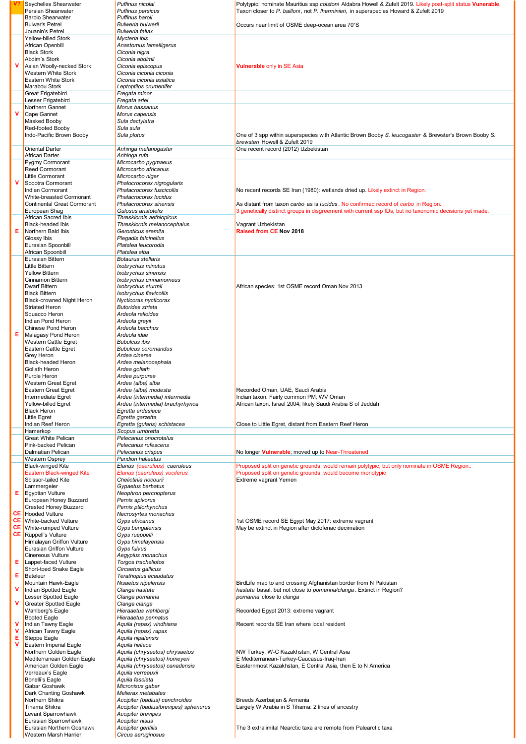| Status | English name | Scientific name | Notes |
|---|---|---|---|
| V? | Seychelles Shearwater | *Puffinus nicolai* | Polytypic; nominate Mauritius ssp *colstoni* Aldabra Howell & Zufelt 2019. Likely post-split status **Vunerable**. |
| | Persian Shearwater | *Puffinus persicus* | Taxon closer to *P. bailloni*, not *P. lherminieri,* in superspecies Howard & Zufelt 2019 |
| | Barolo Shearwater | *Puffinus baroli* | |
| | Bulwer's Petrel | *Bulweria bulwerii* | Occurs near limit of OSME deep-ocean area 70°S |
| | Jouanin's Petrel | *Bulweria fallax* | |
| | Yellow-billed Stork | *Mycteria ibis* | |
| | African Openbill | *Anastomus lamelligerus* | |
| | Black Stork | *Ciconia nigra* | |
| | Abdim's Stork | *Ciconia abdimii* | |
| V | Asian Woolly-necked Stork | *Ciconia episcopus* | **Vulnerable** only in SE Asia |
| | Western White Stork | *Ciconia ciconia ciconia* | |
| | Eastern White Stork | *Ciconia ciconia asiatica* | |
| | Marabou Stork | *Leptoptilos crumenifer* | |
| | Great Frigatebird | *Fregata minor* | |
| | Lesser Frigatebird | *Fregata ariel* | |
| | Northern Gannet | *Morus bassanus* | |
| V | Cape Gannet | *Morus capensis* | |
| | Masked Booby | *Sula dactylatra* | |
| | Red-footed Booby | *Sula sula* | |
| | Indo-Pacific Brown Booby | *Sula plotus* | One of 3 spp within superspecies with Atlantic Brown Booby *S. leucogaster* & Brewster's Brown Booby *S. brewsteri* Howell & Zufelt 2019 |
| | Oriental Darter | *Anhinga melanogaster* | One recent record (2012) Uzbekistan |
| | African Darter | *Anhinga rufa* | |
| | Pygmy Cormorant | *Microcarbo pygmaeus* | |
| | Reed Cormorant | *Microcarbo africanus* | |
| | Little Cormorant | *Microcarbo niger* | |
| V | Socotra Cormorant | *Phalacrocorax nigrogularis* | |
| | Indian Cormorant | *Phalacrocorax fuscicollis* | No recent records SE Iran (1980): wetlands dried up. Likely extinct in Region. |
| | White-breasted Cormorant | *Phalacrocorax lucidus* | |
| | Continental Great Cormorant | *Phalacrocorax sinensis* | As distant from taxon *carbo* as is *lucidus*. No confirmed record of *carbo* in Region. |
| | European Shag | *Gulosus aristotelis* | 3 genetically distinct groups in disgreement with current ssp IDs, but no taxonomic decisions yet made. |
| | African Sacred Ibis | *Threskiornis aethiopicus* | |
| | Black-headed Ibis | *Threskiornis melanocephalus* | Vagrant Uzbekistan |
| E | Northern Bald Ibis | *Geronticus eremita* | **Raised from CE** Nov 2018 |
| | Glossy Ibis | *Plegadis falcinellus* | |
| | Eurasian Spoonbill | *Platalea leucorodia* | |
| | African Spoonbill | *Platalea alba* | |
| | Eurasian Bittern | *Botaurus stellaris* | |
| | Little Bittern | *Ixobrychus minutus* | |
| | Yellow Bittern | *Ixobrychus sinensis* | |
| | Cinnamon Bittern | *Ixobrychus cinnamomeus* | |
| | Dwarf Bittern | *Ixobrychus sturmii* | African species: 1st OSME record Oman Nov 2013 |
| | Black Bittern | *Ixobrychus flavicollis* | |
| | Black-crowned Night Heron | *Nycticorax nycticorax* | |
| | Striated Heron | *Butorides striata* | |
| | Squacco Heron | *Ardeola ralloides* | |
| | Indian Pond Heron | *Ardeola grayii* | |
| | Chinese Pond Heron | *Ardeola bacchus* | |
| E | Malagasy Pond Heron | *Ardeola idae* | |
| | Western Cattle Egret | *Bubulcus ibis* | |
| | Eastern Cattle Egret | *Bubulcus coromandus* | |
| | Grey Heron | *Ardea cinerea* | |
| | Black-headed Heron | *Ardea melanocephala* | |
| | Goliath Heron | *Ardea goliath* | |
| | Purple Heron | *Ardea purpurea* | |
| | Western Great Egret | *Ardea (alba) alba* | |
| | Eastern Great Egret | *Ardea (alba) modesta* | Recorded Oman, UAE, Saudi Arabia |
| | Intermediate Egret | *Ardea (intermedia) intermedia* | Indian taxon. Fairly common PM, WV Oman |
| | Yellow-billed Egret | *Ardea (intermedia) brachyrhynca* | African taxon. Israel 2004; likely Saudi Arabia S of Jeddah |
| | Black Heron | *Egretta ardesiaca* | |
| | Little Egret | *Egretta garzetta* | |
| | Indian Reef Heron | *Egretta (gularis) schistacea* | Close to Little Egret, distant from Eastern Reef Heron |
| | Hamerkop | *Scopus umbretta* | |
| | Great White Pelican | *Pelecanus onocrotalus* | |
| | Pink-backed Pelican | *Pelecanus rufescens* | |
| | Dalmatian Pelican | *Pelecanus crispus* | No longer **Vulnerable**; moved up to Near-Threatened |
| | Western Osprey | *Pandion haliaetus* | |
| | Black-winged Kite | *Elanus (caeruleus) caeruleus* | Proposed split on genetic grounds; would remain polytypic, but only nominate in OSME Region.. |
| | Eastern Black-winged Kite | *Elanus (caeruleus) vociferus* | Proposed split on genetic grounds; would become monotypic |
| | Scissor-tailed Kite | *Chelictinia riocourii* | Extreme vagrant Yemen |
| | Lammergeier | *Gypaetus barbatus* | |
| E | Egyptian Vulture | *Neophron percnopterus* | |
| | European Honey Buzzard | *Pernis apivorus* | |
| | Crested Honey Buzzard | *Pernis ptilorhynchus* | |
| CE | Hooded Vulture | *Necrosyrtes monachus* | |
| CE | White-backed Vulture | *Gyps africanus* | 1st OSME record SE Egypt May 2017: extreme vagrant |
| CE | White-rumped Vulture | *Gyps bengalensis* | May be extinct in Region after diclofenac decimation |
| CE | Rüppell's Vulture | *Gyps rueppelli* | |
| | Himalayan Griffon Vulture | *Gyps himalayensis* | |
| | Eurasian Griffon Vulture | *Gyps fulvus* | |
| | Cinereous Vulture | *Aegypius monachus* | |
| E | Lappet-faced Vulture | *Torgos tracheliotos* | |
| | Short-toed Snake Eagle | *Circaetus gallicus* | |
| E | Bateleur | *Terathopius ecaudatus* | |
| | Mountain Hawk-Eagle | *Nisaetus nipalensis* | BirdLife map to and crossing Afghanistan border from N Pakistan |
| V | Indian Spotted Eagle | *Clanga hastata* | *hastata* basal, but not close to *pomarina/clanga*. Extinct in Region? |
| | Lesser Spotted Eagle | *Clanga pomarina* | *pomarina* close to *clanga* |
| V | Greater Spotted Eagle | *Clanga clanga* | |
| | Wahlberg's Eagle | *Hieraaetus wahlbergi* | Recorded Egypt 2013: extreme vagrant |
| | Booted Eagle | *Hieraaetus pennatus* | |
| V | Indian Tawny Eagle | *Aquila (rapax) vindhiana* | Recent records SE Iran where local resident |
| V | African Tawny Eagle | *Aquila (rapax) rapax* | |
| E | Steppe Eagle | *Aquila nipalensis* | |
| V | Eastern Imperial Eagle | *Aquila heliaca* | |
| | Northern Golden Eagle | *Aquila (chrysaetos) chrysaetos* | NW Turkey, W-C Kazakhstan, W Central Asia |
| | Mediterranean Golden Eagle | *Aquila (chrysaetos) homeyeri* | E Mediterranean-Turkey-Caucasus-Iraq-Iran |
| | American Golden Eagle | *Aquila (chrysaetos) canadensis* | Easternmost Kazakhstan, E Central Asia, then E to N America |
| | Verreaux's Eagle | *Aquila verreauxii* | |
| | Bonelli's Eagle | *Aquila fasciata* | |
| | Gabar Goshawk | *Micronisus gabar* | |
| | Dark Chanting Goshawk | *Melierax metabates* | |
| | Northern Shikra | *Accipiter (badius) cenchroides* | Breeds Azerbaijan & Armenia |
| | Tihama Shikra | *Accipiter (badius/brevipes) sphenurus* | Largely W Arabia in S Tihama: 2 lines of ancestry |
| | Levant Sparrowhawk | *Accipiter brevipes* | |
| | Eurasian Sparrowhawk | *Accipiter nisus* | |
| | Eurasian Northern Goshawk | *Accipiter gentilis* | The 3 extralimital Nearctic taxa are remote from Palearctic taxa |
| | Western Marsh Harrier | *Circus aeruginosus* | |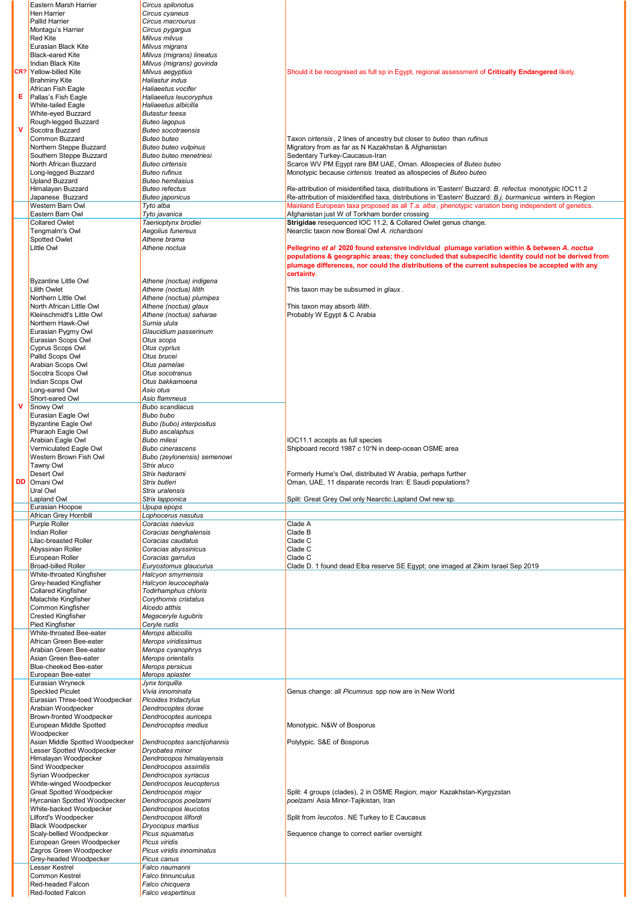| | | | |
|---|---|---|---|
| | Eastern Marsh Harrier | *Circus spilonotus* | |
| | Hen Harrier | *Circus cyaneus* | |
| | Pallid Harrier | *Circus macrourus* | |
| | Montagu's Harrier | *Circus pygargus* | |
| | Red Kite | *Milvus milvus* | |
| | Eurasian Black Kite | *Milvus migrans* | |
| | Black-eared Kite | *Milvus (migrans) lineatus* | |
| | Indian Black Kite | *Milvus (migrans) govinda* | |
| CR? | Yellow-billed Kite | *Milvus aegyptius* | Should it be recognised as full sp in Egypt, regional assessment of **Critically Endangered** likely. |
| | Brahminy Kite | *Haliastur indus* | |
| | African Fish Eagle | *Haliaeetus vocifer* | |
| E | Pallas's Fish Eagle | *Haliaeetus leucoryphus* | |
| | White-tailed Eagle | *Haliaeetus albicilla* | |
| | White-eyed Buzzard | *Butastur teesa* | |
| | Rough-legged Buzzard | *Buteo lagopus* | |
| V | Socotra Buzzard | *Buteo socotraensis* | |
| | Common Buzzard | *Buteo buteo* | Taxon *cirtensis*, 2 lines of ancestry but closer to *buteo* than *rufinus* |
| | Northern Steppe Buzzard | *Buteo buteo vulpinus* | Migratory from as far as N Kazakhstan & Afghanistan |
| | Southern Steppe Buzzard | *Buteo buteo menetriesi* | Sedentary Turkey-Caucasus-Iran |
| | North African Buzzard | *Buteo cirtensis* | Scarce WV PM Egypt rare BM UAE, Oman. Allospecies of *Buteo buteo* |
| | Long-legged Buzzard | *Buteo rufinus* | Monotypic because *cirtensis* treated as allospecies of *Buteo buteo* |
| | Upland Buzzard | *Buteo hemilasius* | |
| | Himalayan Buzzard | *Buteo refectus* | Re-attribution of misidentified taxa, distributions in 'Eastern' Buzzard: *B. refectus* monotypic IOC11.2 |
| | Japanese Buzzard | *Buteo japonicus* | Re-attribution of misidentified taxa, distributions in 'Eastern' Buzzard: *B.j. burmanicus* winters in Region |
| | Western Barn Owl | *Tyto alba* | Mainland European taxa proposed as all *T.a. alba*, phenotypic variation being independent of genetics. |
| | Eastern Barn Owl | *Tyto javanica* | Afghanistan just W of Torkham border crossing |
| | Collared Owlet | *Taenioptynx brodiei* | **Strigidae** resequenced IOC 11.2, & Collared Owlet genus change. |
| | Tengmalm's Owl | *Aegolius funereus* | Nearctic taxon now Boreal Owl *A. richardsoni* |
| | Spotted Owlet | *Athene brama* | |
| | Little Owl | *Athene noctua* | **Pellegrino *et al* 2020 found extensive individual plumage variation within & between *A. noctua* populations & geographic areas; they concluded that subspecific identity could not be derived from plumage differences, nor could the distributions of the current subspecies be accepted with any certainty.** |
| | Byzantine Little Owl | *Athene (noctua) indigena* | |
| | Lilith Owlet | *Athene (noctua) lilith* | This taxon may be subsumed in *glaux*. |
| | Northern Little Owl | *Athene (noctua) plumipes* | |
| | North African Little Owl | *Athene (noctua) glaux* | This taxon may absorb *lilith*. |
| | Kleinschmidt's Little Owl | *Athene (noctua) saharae* | Probably W Egypt & C Arabia |
| | Northern Hawk-Owl | *Surnia ulula* | |
| | Eurasian Pygmy Owl | *Glaucidium passerinum* | |
| | Eurasian Scops Owl | *Otus scops* | |
| | Cyprus Scops Owl | *Otus cyprius* | |
| | Pallid Scops Owl | *Otus brucei* | |
| | Arabian Scops Owl | *Otus pamelae* | |
| | Socotra Scops Owl | *Otus socotranus* | |
| | Indian Scops Owl | *Otus bakkamoena* | |
| | Long-eared Owl | *Asio otus* | |
| | Short-eared Owl | *Asio flammeus* | |
| V | Snowy Owl | *Bubo scandiacus* | |
| | Eurasian Eagle Owl | *Bubo bubo* | |
| | Byzantine Eagle Owl | *Bubo (bubo) interpositus* | |
| | Pharaoh Eagle Owl | *Bubo ascalaphus* | |
| | Arabian Eagle Owl | *Bubo milesi* | IOC11.1 accepts as full species |
| | Vermiculated Eagle Owl | *Bubo cinerascens* | Shipboard record 1987 *c* 10°N in deep-ocean OSME area |
| | Western Brown Fish Owl | *Bubo (zeylonensis) semenowi* | |
| | Tawny Owl | *Strix aluco* | |
| | Desert Owl | *Strix hadorami* | Formerly Hume's Owl, distributed W Arabia, perhaps further |
| DD | Omani Owl | *Strix butleri* | Oman, UAE, 11 disparate records Iran: E Saudi populations? |
| | Ural Owl | *Strix uralensis* | |
| | Lapland Owl | *Strix lapponica* | Split: Great Grey Owl only Nearctic.Lapland Owl new sp. |
| | Eurasian Hoopoe | *Upupa epops* | |
| | African Grey Hornbill | *Lophoceros nasutus* | |
| | Purple Roller | *Coracias naevius* | Clade A |
| | Indian Roller | *Coracias benghalensis* | Clade B |
| | Lilac-breasted Roller | *Coracias caudatus* | Clade C |
| | Abyssinian Roller | *Coracias abyssinicus* | Clade C |
| | European Roller | *Coracias garrulus* | Clade C |
| | Broad-billed Roller | *Euryostomus glaucurus* | Clade D. 1 found dead Elba reserve SE Egypt; one imaged at Zikim Israel Sep 2019 |
| | White-throated Kingfisher | *Halcyon smyrnensis* | |
| | Grey-headed Kingfisher | *Halcyon leucocephala* | |
| | Collared Kingfisher | *Todirhamphus chloris* | |
| | Malachite Kingfisher | *Corythornis cristatus* | |
| | Common Kingfisher | *Alcedo atthis* | |
| | Crested Kingfisher | *Megaceryle lugubris* | |
| | Pied Kingfisher | *Ceryle rudis* | |
| | White-throated Bee-eater | *Merops albicollis* | |
| | African Green Bee-eater | *Merops viridissimus* | |
| | Arabian Green Bee-eater | *Merops cyanophrys* | |
| | Asian Green Bee-eater | *Merops orientalis* | |
| | Blue-cheeked Bee-eater | *Merops persicus* | |
| | European Bee-eater | *Merops apiaster* | |
| | Eurasian Wryneck | *Jynx torquilla* | |
| | Speckled Piculet | *Vivia innominata* | Genus change: all *Picumnus* spp now are in New World |
| | Eurasian Three-toed Woodpecker | *Picoides tridactylus* | |
| | Arabian Woodpecker | *Dendrocoptes dorae* | |
| | Brown-fronted Woodpecker | *Dendrocoptes auriceps* | |
| | European Middle Spotted Woodpecker | *Dendrocoptes medius* | Monotypic. N&W of Bosporus |
| | Asian Middle Spotted Woodpecker | *Dendrocoptes sanctijohannis* | Polytypic. S&E of Bosporus |
| | Lesser Spotted Woodpecker | *Dryobates minor* | |
| | Himalayan Woodpecker | *Dendrocopos himalayensis* | |
| | Sind Woodpecker | *Dendrocopos assimilis* | |
| | Syrian Woodpecker | *Dendrocopos syriacus* | |
| | White-winged Woodpecker | *Dendrocopos leucopterus* | |
| | Great Spotted Woodpecker | *Dendrocopos major* | Split: 4 groups (clades), 2 in OSME Region; *major* Kazakhstan-Kyrgyzstan |
| | Hyrcanian Spotted Woodpecker | *Dendrocopos poelzami* | *poelzami* Asia Minor-Tajikistan, Iran |
| | White-backed Woodpecker | *Dendrocopos leucotos* | |
| | Lilford's Woodpecker | *Dendrocopos lilfordi* | Split from *leucotos*. NE Turkey to E Caucasus |
| | Black Woodpecker | *Dryocopus martius* | |
| | Scaly-bellied Woodpecker | *Picus squamatus* | Sequence change to correct earlier oversight |
| | European Green Woodpecker | *Picus viridis* | |
| | Zagros Green Woodpecker | *Picus viridis innominatus* | |
| | Grey-headed Woodpecker | *Picus canus* | |
| | Lesser Kestrel | *Falco naumanni* | |
| | Common Kestrel | *Falco tinnunculus* | |
| | Red-headed Falcon | *Falco chicquera* | |
| | Red-footed Falcon | *Falco vespertinus* | |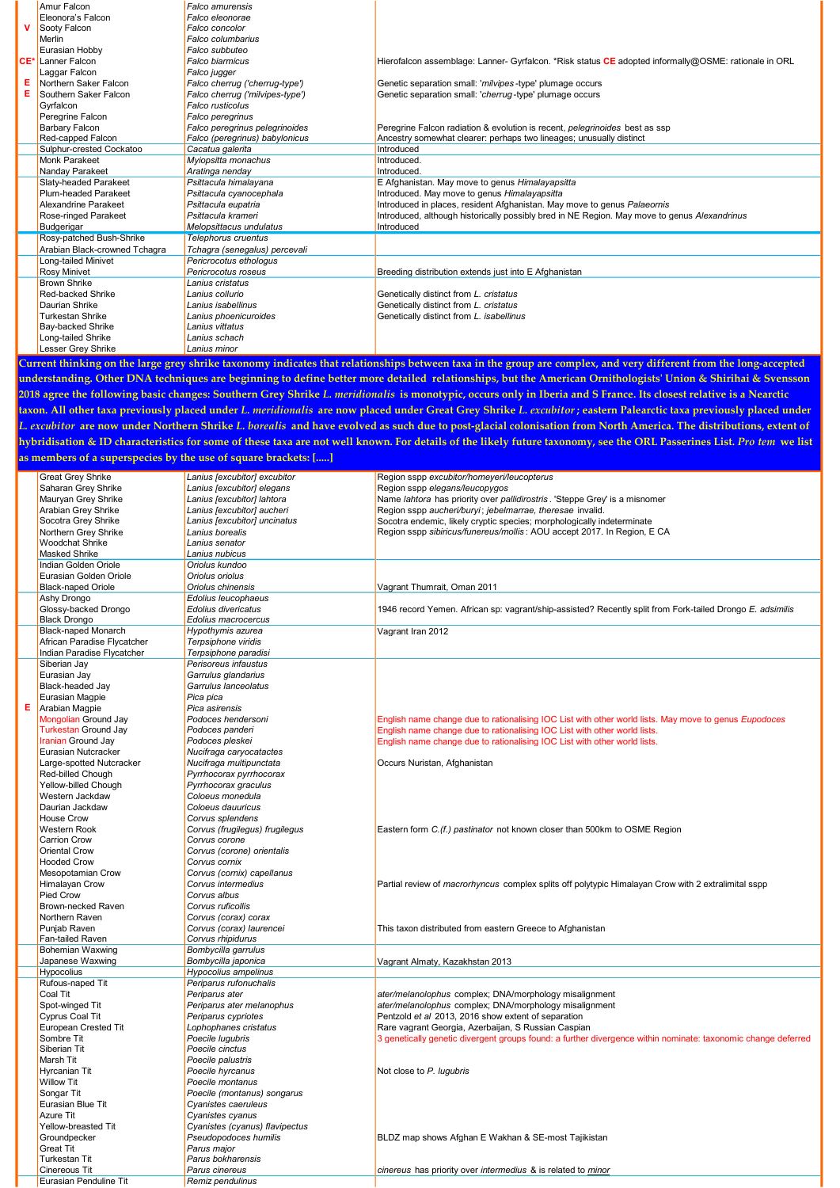| | | | |
|---|---|---|---|
| | Amur Falcon | *Falco amurensis* | |
| | Eleonora's Falcon | *Falco eleonorae* | |
| V | Sooty Falcon | *Falco concolor* | |
| | Merlin | *Falco columbarius* | |
| | Eurasian Hobby | *Falco subbuteo* | |
| CE* | Lanner Falcon | *Falco biarmicus* | Hierofalcon assemblage: Lanner- Gyrfalcon. *Risk status CE adopted informally@OSME: rationale in ORL |
| | Laggar Falcon | *Falco jugger* | |
| E | Northern Saker Falcon | *Falco cherrug ('cherrug-type')* | Genetic separation small: '*milvipes*-type' plumage occurs |
| E | Southern Saker Falcon | *Falco cherrug ('milvipes-type')* | Genetic separation small: '*cherrug*-type' plumage occurs |
| | Gyrfalcon | *Falco rusticolus* | |
| | Peregrine Falcon | *Falco peregrinus* | |
| | Barbary Falcon | *Falco peregrinus pelegrinoides* | Peregrine Falcon radiation & evolution is recent, *pelegrinoides* best as ssp |
| | Red-capped Falcon | *Falco (peregrinus) babylonicus* | Ancestry somewhat clearer: perhaps two lineages; unusually distinct |
| | Sulphur-crested Cockatoo | *Cacatua galerita* | Introduced |
| | Monk Parakeet | *Myiopsitta monachus* | Introduced. |
| | Nanday Parakeet | *Aratinga nenday* | Introduced. |
| | Slaty-headed Parakeet | *Psittacula himalayana* | E Afghanistan. May move to genus *Himalayapsitta* |
| | Plum-headed Parakeet | *Psittacula cyanocephala* | Introduced. May move to genus *Himalayapsitta* |
| | Alexandrine Parakeet | *Psittacula eupatria* | Introduced in places, resident Afghanistan. May move to genus *Palaeornis* |
| | Rose-ringed Parakeet | *Psittacula krameri* | Introduced, although historically possibly bred in NE Region. May move to genus *Alexandrinus* |
| | Budgerigar | *Melopsittacus undulatus* | Introduced |
| | Rosy-patched Bush-Shrike | *Telephorus cruentus* | |
| | Arabian Black-crowned Tchagra | *Tchagra (senegalus) percevali* | |
| | Long-tailed Minivet | *Pericrocotus ethologus* | |
| | Rosy Minivet | *Pericrocotus roseus* | Breeding distribution extends just into E Afghanistan |
| | Brown Shrike | *Lanius cristatus* | |
| | Red-backed Shrike | *Lanius collurio* | Genetically distinct from *L. cristatus* |
| | Daurian Shrike | *Lanius isabellinus* | Genetically distinct from *L. cristatus* |
| | Turkestan Shrike | *Lanius phoenicuroides* | Genetically distinct from *L. isabellinus* |
| | Bay-backed Shrike | *Lanius vittatus* | |
| | Long-tailed Shrike | *Lanius schach* | |
| | Lesser Grey Shrike | *Lanius minor* | |

**Current thinking on the large grey shrike taxonomy indicates that relationships between taxa in the group are complex, and very different from the long-accepted understanding. Other DNA techniques are beginning to define better more detailed relationships, but the American Ornithologists' Union & Shirihai & Svensson 2018 agree the following basic changes: Southern Grey Shrike *L. meridionalis* is monotypic, occurs only in Iberia and S France. Its closest relative is a Nearctic taxon. All other taxa previously placed under *L. meridionalis* are now placed under Great Grey Shrike *L. excubitor*; eastern Palearctic taxa previously placed under *L. excubitor* are now under Northern Shrike *L. borealis* and have evolved as such due to post-glacial colonisation from North America. The distributions, extent of hybridisation & ID characteristics for some of these taxa are not well known. For details of the likely future taxonomy, see the ORL Passerines List. *Pro tem* we list as members of a superspecies by the use of square brackets: [.....]**

| | | | |
|---|---|---|---|
| | Great Grey Shrike | *Lanius [excubitor] excubitor* | Region sspp *excubitor/homeyeri/leucopterus* |
| | Saharan Grey Shrike | *Lanius [excubitor] elegans* | Region sspp *elegans/leucopygos* |
| | Mauryan Grey Shrike | *Lanius [excubitor] lahtora* | Name *lahtora* has priority over *pallidirostris*. 'Steppe Grey' is a misnomer |
| | Arabian Grey Shrike | *Lanius [excubitor] aucheri* | Region sspp *aucheri/buryi*; *jebelmarrae, theresae* invalid. |
| | Socotra Grey Shrike | *Lanius [excubitor] uncinatus* | Socotra endemic, likely cryptic species; morphologically indeterminate |
| | Northern Grey Shrike | *Lanius borealis* | Region sspp *sibiricus/funereus/mollis*: AOU accept 2017. In Region, E CA |
| | Woodchat Shrike | *Lanius senator* | |
| | Masked Shrike | *Lanius nubicus* | |
| | Indian Golden Oriole | *Oriolus kundoo* | |
| | Eurasian Golden Oriole | *Oriolus oriolus* | |
| | Black-naped Oriole | *Oriolus chinensis* | Vagrant Thumrait, Oman 2011 |
| | Ashy Drongo | *Edolius leucophaeus* | |
| | Glossy-backed Drongo | *Edolius divaricatus* | 1946 record Yemen. African sp: vagrant/ship-assisted? Recently split from Fork-tailed Drongo *E. adsimilis* |
| | Black Drongo | *Edolius macrocercus* | |
| | Black-naped Monarch | *Hypothymis azurea* | Vagrant Iran 2012 |
| | African Paradise Flycatcher | *Terpsiphone viridis* | |
| | Indian Paradise Flycatcher | *Terpsiphone paradisi* | |
| | Siberian Jay | *Perisoreus infaustus* | |
| | Eurasian Jay | *Garrulus glandarius* | |
| | Black-headed Jay | *Garrulus lanceolatus* | |
| | Eurasian Magpie | *Pica pica* | |
| E | Arabian Magpie | *Pica asirensis* | |
| | Mongolian Ground Jay | *Podoces hendersoni* | English name change due to rationalising IOC List with other world lists. May move to genus *Eupodoces* |
| | Turkestan Ground Jay | *Podoces panderi* | English name change due to rationalising IOC List with other world lists. |
| | Iranian Ground Jay | *Podoces pleskei* | English name change due to rationalising IOC List with other world lists. |
| | Eurasian Nutcracker | *Nucifraga caryocatactes* | |
| | Large-spotted Nutcracker | *Nucifraga multipunctata* | Occurs Nuristan, Afghanistan |
| | Red-billed Chough | *Pyrrhocorax pyrrhocorax* | |
| | Yellow-billed Chough | *Pyrrhocorax graculus* | |
| | Western Jackdaw | *Coloeus monedula* | |
| | Daurian Jackdaw | *Coloeus dauuricus* | |
| | House Crow | *Corvus splendens* | |
| | Western Rook | *Corvus (frugilegus) frugilegus* | Eastern form *C.(f.) pastinator* not known closer than 500km to OSME Region |
| | Carrion Crow | *Corvus corone* | |
| | Oriental Crow | *Corvus (corone) orientalis* | |
| | Hooded Crow | *Corvus cornix* | |
| | Mesopotamian Crow | *Corvus (cornix) capellanus* | |
| | Himalayan Crow | *Corvus intermedius* | Partial review of *macrorhyncus* complex splits off polytypic Himalayan Crow with 2 extralimital sspp |
| | Pied Crow | *Corvus albus* | |
| | Brown-necked Raven | *Corvus ruficollis* | |
| | Northern Raven | *Corvus (corax) corax* | |
| | Punjab Raven | *Corvus (corax) laurencei* | This taxon distributed from eastern Greece to Afghanistan |
| | Fan-tailed Raven | *Corvus rhipidurus* | |
| | Bohemian Waxwing | *Bombycilla garrulus* | |
| | Japanese Waxwing | *Bombycilla japonica* | Vagrant Almaty, Kazakhstan 2013 |
| | Hypocolius | *Hypocolius ampelinus* | |
| | Rufous-naped Tit | *Periparus rufonuchalis* | |
| | Coal Tit | *Periparus ater* | *ater/melanolophus* complex; DNA/morphology misalignment |
| | Spot-winged Tit | *Periparus ater melanophus* | *ater/melanolophus* complex; DNA/morphology misalignment |
| | Cyprus Coal Tit | *Periparus cypriotes* | Pentzold *et al* 2013, 2016 show extent of separation |
| | European Crested Tit | *Lophophanes cristatus* | Rare vagrant Georgia, Azerbaijan, S Russian Caspian |
| | Sombre Tit | *Poecile lugubris* | 3 genetically genetic divergent groups found: a further divergence within nominate: taxonomic change deferred |
| | Siberian Tit | *Poecile cinctus* | |
| | Marsh Tit | *Poecile palustris* | |
| | Hyrcanian Tit | *Poecile hyrcanus* | Not close to *P. lugubris* |
| | Willow Tit | *Poecile montanus* | |
| | Songar Tit | *Poecile (montanus) songarus* | |
| | Eurasian Blue Tit | *Cyanistes caeruleus* | |
| | Azure Tit | *Cyanistes cyanus* | |
| | Yellow-breasted Tit | *Cyanistes (cyanus) flavipectus* | |
| | Groundpecker | *Pseudopodoces humilis* | BLDZ map shows Afghan E Wakhan & SE-most Tajikistan |
| | Great Tit | *Parus major* | |
| | Turkestan Tit | *Parus bokharensis* | |
| | Cinereous Tit | *Parus cinereus* | *cinereus* has priority over *intermedius* & is related to *minor* |
| | Eurasian Penduline Tit | *Remiz pendulinus* | |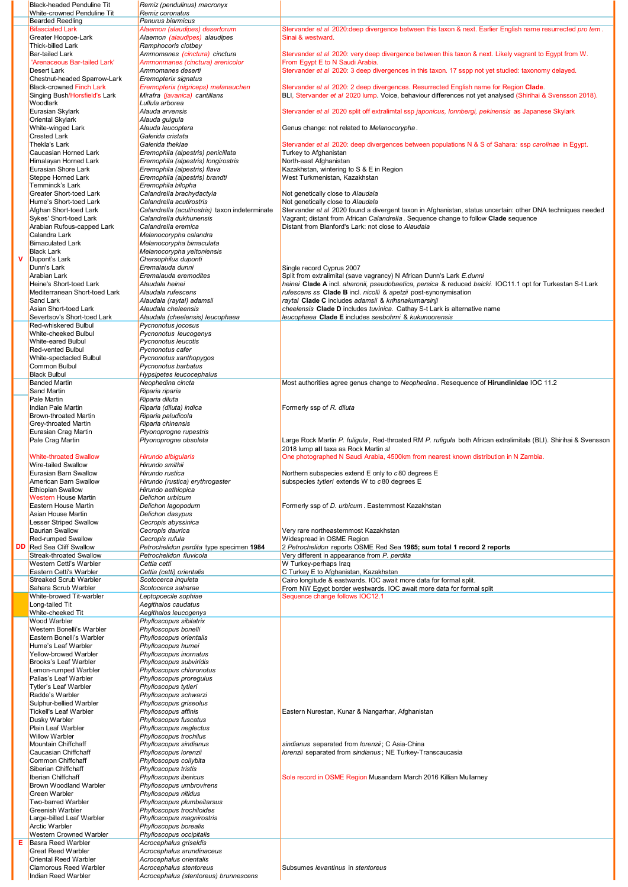| | English name | Scientific name | Notes |
|---|---|---|---|
| | Black-headed Penduline Tit | *Remiz (pendulinus) macronyx* | |
| | White-crowned Penduline Tit | *Remiz coronatus* | |
| | Bearded Reedling | *Panurus biarmicus* | |
| | Bifasciated Lark | *Alaemon (alaudipes) desertorum* | Stervander *et al* 2020:deep divergence between this taxon & next. Earlier English name resurrected *pro tem*. |
| | Greater Hoopoe-Lark | *Alaemon (alaudipes) alaudipes* | Sinai & westward. |
| | Thick-billed Lark | *Ramphocoris clotbey* | |
| | Bar-tailed Lark | *Ammomanes (cinctura) cinctura* | Stervander *et al* 2020: very deep divergence between this taxon & next. Likely vagrant to Egypt from W. |
| | 'Arenaceous Bar-tailed Lark' | *Ammomanes (cinctura) arenicolor* | From Egypt E to N Saudi Arabia. |
| | Desert Lark | *Ammomanes deserti* | Stervander *et al* 2020: 3 deep divergences in this taxon. 17 sspp not yet studied: taxonomy delayed. |
| | Chestnut-headed Sparrow-Lark | *Eremopterix signatus* | |
| | Black-crowned Finch Lark | *Eremopterix (nigriceps) melanauchen* | Stervander *et al* 2020: 2 deep divergences. Resurrected English name for Region **Clade**. |
| | Singing Bush/Horsfield's Lark | *Mirafra (javanica) cantillans* | BLI, Stervander *et al* 2020 lump. Voice, behaviour differences not yet analysed (Shirihai & Svensson 2018). |
| | Woodlark | *Lullula arborea* | |
| | Eurasian Skylark | *Alauda arvensis* | Stervander *et al* 2020 split off extralimtal ssp *japonicus, lonnbergi, pekinensis* as Japanese Skylark |
| | Oriental Skylark | *Alauda gulgula* | |
| | White-winged Lark | *Alauda leucoptera* | Genus change: not related to *Melanocorypha*. |
| | Crested Lark | *Galerida cristata* | |
| | Thekla's Lark | *Galerida theklae* | Stervander *et al* 2020: deep divergences between populations N & S of Sahara: ssp *carolinae* in Egypt. |
| | Caucasian Horned Lark | *Eremophila (alpestris) penicillata* | Turkey to Afghanistan |
| | Himalayan Horned Lark | *Eremophila (alpestris) longirostris* | North-east Afghanistan |
| | Eurasian Shore Lark | *Eremophila (alpestris) flava* | Kazakhstan, wintering to S & E in Region |
| | Steppe Horned Lark | *Eremophila (alpestris) brandti* | West Turkmenistan, Kazakhstan |
| | Temminck's Lark | *Eremophila bilopha* | |
| | Greater Short-toed Lark | *Calandrella brachydactyla* | Not genetically close to *Alaudala* |
| | Hume's Short-toed Lark | *Calandrella acutirostris* | Not genetically close to *Alaudala* |
| | Afghan Short-toed Lark | *Calandrella (acutirostris)* taxon indeterminate | Stervander *et al* 2020 found a divergent taxon in Afghanistan, status uncertain: other DNA techniques needed |
| | Sykes' Short-toed Lark | *Calandrella dukhunensis* | Vagrant; distant from African *Calandrella*. Sequence change to follow **Clade** sequence |
| | Arabian Rufous-capped Lark | *Calandrella eremica* | Distant from Blanford's Lark: not close to *Alaudala* |
| | Calandra Lark | *Melanocorypha calandra* | |
| | Bimaculated Lark | *Melanocorypha bimaculata* | |
| | Black Lark | *Melanocorypha yeltoniensis* | |
| V | Dupont's Lark | *Chersophilus duponti* | |
| | Dunn's Lark | *Eremalauda dunni* | Single record Cyprus 2007 |
| | Arabian Lark | *Eremalauda eremodites* | Split from extralimital (save vagrancy) N African Dunn's Lark *E.dunni* |
| | Heine's Short-toed Lark | *Alaudala heinei* | *heinei* **Clade A** incl. *aharonii, pseudobaetica, persica* & reduced *beicki.* IOC11.1 opt for Turkestan S-t Lark |
| | Mediterranean Short-toed Lark | *Alaudala rufescens* | *rufescens ss* **Clade B** incl. *nicolli* & *apetzii* post-synonymisation |
| | Sand Lark | *Alaudala (raytal) adamsii* | *raytal* **Clade C** includes *adamsii* & *krihsnakumarsinjii* |
| | Asian Short-toed Lark | *Alaudala cheleensis* | *cheelensis* **Clade D** includes *tuvinica.* Cathay S-t Lark is alternative name |
| | Severtsov's Short-toed Lark | *Alaudala (cheelensis) leucophaea* | *leucophaea* **Clade E** includes *seebohmi* & *kukunoorensis* |
| | Red-whiskered Bulbul | *Pycnonotus jocosus* | |
| | White-cheeked Bulbul | *Pycnonotus leucogenys* | |
| | White-eared Bulbul | *Pycnonotus leucotis* | |
| | Red-vented Bulbul | *Pycnonotus cafer* | |
| | White-spectacled Bulbul | *Pycnonotus xanthopygos* | |
| | Common Bulbul | *Pycnonotus barbatus* | |
| | Black Bulbul | *Hypsipetes leucocephalus* | |
| | Banded Martin | *Neophedina cincta* | Most authorities agree genus change to *Neophedina*. Resequence of **Hirundinidae** IOC 11.2 |
| | Sand Martin | *Riparia riparia* | |
| | Pale Martin | *Riparia diluta* | |
| | Indian Pale Martin | *Riparia (diluta) indica* | Formerly ssp of *R. diluta* |
| | Brown-throated Martin | *Riparia paludicola* | |
| | Grey-throated Martin | *Riparia chinensis* | |
| | Eurasian Crag Martin | *Ptyonoprogne rupestris* | |
| | Pale Crag Martin | *Ptyonoprogne obsoleta* | Large Rock Martin *P. fuligula*, Red-throated RM *P. rufigula* both African extralimitals (BLI). Shirihai & Svensson 2018 lump **all** taxa as Rock Martin *sl* |
| | White-throated Swallow | *Hirundo albigularis* | One photographed N Saudi Arabia, 4500km from nearest known distribution in N Zambia. |
| | Wire-tailed Swallow | *Hirundo smithii* | |
| | Eurasian Barn Swallow | *Hirundo rustica* | Northern subspecies extend E only to *c* 80 degrees E |
| | American Barn Swallow | *Hirundo (rustica) erythrogaster* | subspecies *tytleri* extends W to *c* 80 degrees E |
| | Ethiopian Swallow | *Hirundo aethiopica* | |
| | Western House Martin | *Delichon urbicum* | |
| | Eastern House Martin | *Delichon lagopodum* | Formerly ssp of *D. urbicum*. Easternmost Kazakhstan |
| | Asian House Martin | *Delichon dasypus* | |
| | Lesser Striped Swallow | *Cecropis abyssinica* | |
| | Daurian Swallow | *Cecropis daurica* | Very rare northeasternmost Kazakhstan |
| | Red-rumped Swallow | *Cecropis rufula* | Widespread in OSME Region |
| DD | Red Sea Cliff Swallow | *Petrochelidon perdita* type specimen **1984** | 2 *Petrochelidon* reports OSME Red Sea **1965; sum total 1 record 2 reports** |
| | Streak-throated Swallow | *Petrochelidon fluvicola* | Very different in appearance from *P. perdita* |
| | Western Cetti's Warbler | *Cettia cetti* | W Turkey-perhaps Iraq |
| | Eastern Cetti's Warbler | *Cettia (cetti) orientalis* | C Turkey E to Afghanistan, Kazakhstan |
| | Streaked Scrub Warbler | *Scotocerca inquieta* | Cairo longitude & eastwards. IOC await more data for formal split. |
| | Sahara Scrub Warbler | *Scotocerca saharae* | From NW Egypt border westwards. IOC await more data for formal split |
| | White-browed Tit-warbler | *Leptopoecile sophiae* | Sequence change follows IOC12.1 |
| | Long-tailed Tit | *Aegithalos caudatus* | |
| | White-cheeked Tit | *Aegithalos leucogenys* | |
| | Wood Warbler | *Phylloscopus sibilatrix* | |
| | Western Bonelli's Warbler | *Phylloscopus bonelli* | |
| | Eastern Bonelli's Warbler | *Phylloscopus orientalis* | |
| | Hume's Leaf Warbler | *Phylloscopus humei* | |
| | Yellow-browed Warbler | *Phylloscopus inornatus* | |
| | Brooks's Leaf Warbler | *Phylloscopus subviridis* | |
| | Lemon-rumped Warbler | *Phylloscopus chloronotus* | |
| | Pallas's Leaf Warbler | *Phylloscopus proregulus* | |
| | Tytler's Leaf Warbler | *Phylloscopus tytleri* | |
| | Radde's Warbler | *Phylloscopus schwarzi* | |
| | Sulphur-bellied Warbler | *Phylloscopus griseolus* | |
| | Tickell's Leaf Warbler | *Phylloscopus affinis* | Eastern Nurestan, Kunar & Nangarhar, Afghanistan |
| | Dusky Warbler | *Phylloscopus fuscatus* | |
| | Plain Leaf Warbler | *Phylloscopus neglectus* | |
| | Willow Warbler | *Phylloscopus trochilus* | |
| | Mountain Chiffchaff | *Phylloscopus sindianus* | *sindianus* separated from *lorenzii*; C Asia-China |
| | Caucasian Chiffchaff | *Phylloscopus lorenzii* | *lorenzii* separated from *sindianus*; NE Turkey-Transcaucasia |
| | Common Chiffchaff | *Phylloscopus collybita* | |
| | Siberian Chiffchaff | *Phylloscopus tristis* | |
| | Iberian Chiffchaff | *Phylloscopus ibericus* | Sole record in OSME Region Musandam March 2016 Killian Mullarney |
| | Brown Woodland Warbler | *Phylloscopus umbrovirens* | |
| | Green Warbler | *Phylloscopus nitidus* | |
| | Two-barred Warbler | *Phylloscopus plumbeitarsus* | |
| | Greenish Warbler | *Phylloscopus trochiloides* | |
| | Large-billed Leaf Warbler | *Phylloscopus magnirostris* | |
| | Arctic Warbler | *Phylloscopus borealis* | |
| | Western Crowned Warbler | *Phylloscopus occipitalis* | |
| E | Basra Reed Warbler | *Acrocephalus griseldis* | |
| | Great Reed Warbler | *Acrocephalus arundinaceus* | |
| | Oriental Reed Warbler | *Acrocephalus orientalis* | |
| | Clamorous Reed Warbler | *Acrocephalus stentoreus* | Subsumes *levantinus* in *stentoreus* |
| | Indian Reed Warbler | *Acrocephalus (stentoreus) brunnescens* | |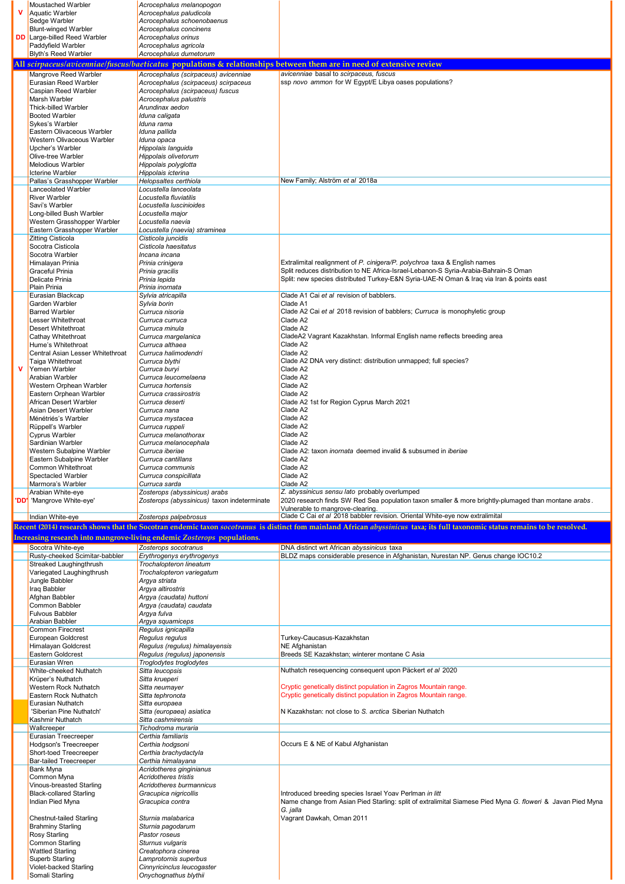| | English name | Scientific name | Notes |
|---|---|---|---|
| | Moustached Warbler | *Acrocephalus melanopogon* | |
| V | Aquatic Warbler | *Acrocephalus paludicola* | |
| | Sedge Warbler | *Acrocephalus schoenobaenus* | |
| | Blunt-winged Warbler | *Acrocephalus concinens* | |
| DD | Large-billed Reed Warbler | *Acrocephalus orinus* | |
| | Paddyfield Warbler | *Acrocephalus agricola* | |
| | Blyth's Reed Warbler | *Acrocephalus dumetorum* | |
| **All *scirpaceus/avicenniae/fuscus/baeticatus* populations & relationships between them are in need of extensive review** | | | |
| | Mangrove Reed Warbler | *Acrocephalus (scirpaceus) avicenniae* | *avicenniae* basal to *scirpaceus, fuscus* |
| | Eurasian Reed Warbler | *Acrocephalus (scirpaceus) scirpaceus* | ssp *novo ammon* for W Egypt/E Libya oases populations? |
| | Caspian Reed Warbler | *Acrocephalus (scirpaceus) fuscus* | |
| | Marsh Warbler | *Acrocephalus palustris* | |
| | Thick-billed Warbler | *Arundinax aedon* | |
| | Booted Warbler | *Iduna caligata* | |
| | Sykes's Warbler | *Iduna rama* | |
| | Eastern Olivaceous Warbler | *Iduna pallida* | |
| | Western Olivaceous Warbler | *Iduna opaca* | |
| | Upcher's Warbler | *Hippolais languida* | |
| | Olive-tree Warbler | *Hippolais olivetorum* | |
| | Melodious Warbler | *Hippolais polyglotta* | |
| | Icterine Warbler | *Hippolais icterina* | |
| | Pallas's Grasshopper Warbler | *Helopsaltes certhiola* | New Family; Alström *et al* 2018a |
| | Lanceolated Warbler | *Locustella lanceolata* | |
| | River Warbler | *Locustella fluviatilis* | |
| | Savi's Warbler | *Locustella luscinioides* | |
| | Long-billed Bush Warbler | *Locustella major* | |
| | Western Grasshopper Warbler | *Locustella naevia* | |
| | Eastern Grasshopper Warbler | *Locustella (naevia) straminea* | |
| | Zitting Cisticola | *Cisticola juncidis* | |
| | Socotra Cisticola | *Cisticola haesitatus* | |
| | Socotra Warbler | *Incana incana* | |
| | Himalayan Prinia | *Prinia crinigera* | Extralimital realignment of *P. cinigera/P. polychroa* taxa & English names |
| | Graceful Prinia | *Prinia gracilis* | Split reduces distribution to NE Africa-Israel-Lebanon-S Syria-Arabia-Bahrain-S Oman |
| | Delicate Prinia | *Prinia lepida* | Split: new species distributed Turkey-E&N Syria-UAE-N Oman & Iraq via Iran & points east |
| | Plain Prinia | *Prinia inornata* | |
| | Eurasian Blackcap | *Sylvia atricapilla* | Clade A1 Cai *et al* revision of babblers. |
| | Garden Warbler | *Sylvia borin* | Clade A1 |
| | Barred Warbler | *Curruca nisoria* | Clade A2 Cai *et al* 2018 revision of babblers; *Curruca* is monophyletic group |
| | Lesser Whitethroat | *Curruca curruca* | Clade A2 |
| | Desert Whitethroat | *Curruca minula* | Clade A2 |
| | Cathay Whitethroat | *Curruca margelanica* | CladeA2 Vagrant Kazakhstan. Informal English name reflects breeding area |
| | Hume's Whitethroat | *Curruca althaea* | Clade A2 |
| | Central Asian Lesser Whitethroat | *Curruca halimodendri* | Clade A2 |
| | Taiga Whitethroat | *Curruca blythi* | Clade A2 DNA very distinct: distribution unmapped; full species? |
| V | Yemen Warbler | *Curruca buryi* | Clade A2 |
| | Arabian Warbler | *Curruca leucomelaena* | Clade A2 |
| | Western Orphean Warbler | *Curruca hortensis* | Clade A2 |
| | Eastern Orphean Warbler | *Curruca crassirostris* | Clade A2 |
| | African Desert Warbler | *Curruca deserti* | Clade A2 1st for Region Cyprus March 2021 |
| | Asian Desert Warbler | *Curruca nana* | Clade A2 |
| | Ménétriés's Warbler | *Curruca mystacea* | Clade A2 |
| | Rüppell's Warbler | *Curruca ruppeli* | Clade A2 |
| | Cyprus Warbler | *Curruca melanothorax* | Clade A2 |
| | Sardinian Warbler | *Curruca melanocephala* | Clade A2 |
| | Western Subalpine Warbler | *Curruca iberiae* | Clade A2: taxon *inornata* deemed invalid & subsumed in *iberiae* |
| | Eastern Subalpine Warbler | *Curruca cantillans* | Clade A2 |
| | Common Whitethroat | *Curruca communis* | Clade A2 |
| | Spectacled Warbler | *Curruca conspicillata* | Clade A2 |
| | Marmora's Warbler | *Curruca sarda* | Clade A2 |
| | Arabian White-eye | *Zosterops (abyssinicus) arabs* | *Z. abyssinicus sensu lato* probably overlumped |
| 'DD' | 'Mangrove White-eye' | *Zosterops (abyssinicus)* taxon indeterminate | 2020 research finds SW Red Sea population taxon smaller & more brightly-plumaged than montane *arabs*. Vulnerable to mangrove-clearing. |
| | Indian White-eye | *Zosterops palpebrosus* | Clade C Cai *et al* 2018 babbler revision. Oriental White-eye now extralimital |
| **Recent (2014) research shows that the Socotran endemic taxon *socotranus* is distinct fom mainland African *abyssinicus* taxa; its full taxonomic status remains to be resolved. Increasing research into mangrove-living endemic *Zosterops* populations.** | | | |
| | Socotra White-eye | *Zosterops socotranus* | DNA distinct wrt African *abyssinicus* taxa |
| | Rusty-cheeked Scimitar-babbler | *Erythrogenys erythrogenys* | BLDZ maps considerable presence in Afghanistan, Nurestan NP. Genus change IOC10.2 |
| | Streaked Laughingthrush | *Trochalopteron lineatum* | |
| | Variegated Laughingthrush | *Trochalopteron variegatum* | |
| | Jungle Babbler | *Argya striata* | |
| | Iraq Babbler | *Argya altirostris* | |
| | Afghan Babbler | *Argya (caudata) huttoni* | |
| | Common Babbler | *Argya (caudata) caudata* | |
| | Fulvous Babbler | *Argya fulva* | |
| | Arabian Babbler | *Argya squamiceps* | |
| | Common Firecrest | *Regulus ignicapilla* | |
| | European Goldcrest | *Regulus regulus* | Turkey-Caucasus-Kazakhstan |
| | Himalayan Goldcrest | *Regulus (regulus) himalayensis* | NE Afghanistan |
| | Eastern Goldcrest | *Regulus (regulus) japonensis* | Breeds SE Kazakhstan; winterer montane C Asia |
| | Eurasian Wren | *Troglodytes troglodytes* | |
| | White-cheeked Nuthatch | *Sitta leucopsis* | Nuthatch resequencing consequent upon Päckert *et al* 2020 |
| | Krüper's Nuthatch | *Sitta krueperi* | |
| | Western Rock Nuthatch | *Sitta neumayer* | Cryptic genetically distinct population in Zagros Mountain range. |
| | Eastern Rock Nuthatch | *Sitta tephronota* | Cryptic genetically distinct population in Zagros Mountain range. |
| | Eurasian Nuthatch | *Sitta europaea* | |
| | 'Siberian Pine Nuthatch' | *Sitta (europaea) asiatica* | N Kazakhstan: not close to *S. arctica* Siberian Nuthatch |
| | Kashmir Nuthatch | *Sitta cashmirensis* | |
| | Wallcreeper | *Tichodroma muraria* | |
| | Eurasian Treecreeper | *Certhia familiaris* | |
| | Hodgson's Treecreeper | *Certhia hodgsoni* | Occurs E & NE of Kabul Afghanistan |
| | Short-toed Treecreeper | *Certhia brachydactyla* | |
| | Bar-tailed Treecreeper | *Certhia himalayana* | |
| | Bank Myna | *Acridotheres ginginianus* | |
| | Common Myna | *Acridotheres tristis* | |
| | Vinous-breasted Starling | *Acridotheres burmannicus* | |
| | Black-collared Starling | *Gracupica nigricollis* | Introduced breeding species Israel Yoav Perlman *in litt* |
| | Indian Pied Myna | *Gracupica contra* | Name change from Asian Pied Starling: split of extralimital Siamese Pied Myna *G. floweri* & Javan Pied Myna *G. jalla* |
| | Chestnut-tailed Starling | *Sturnia malabarica* | Vagrant Dawkah, Oman 2011 |
| | Brahminy Starling | *Sturnia pagodarum* | |
| | Rosy Starling | *Pastor roseus* | |
| | Common Starling | *Sturnus vulgaris* | |
| | Wattled Starling | *Creatophora cinerea* | |
| | Superb Starling | *Lamprotornis superbus* | |
| | Violet-backed Starling | *Cinnyricinclus leucogaster* | |
| | Somali Starling | *Onychognathus blythii* | |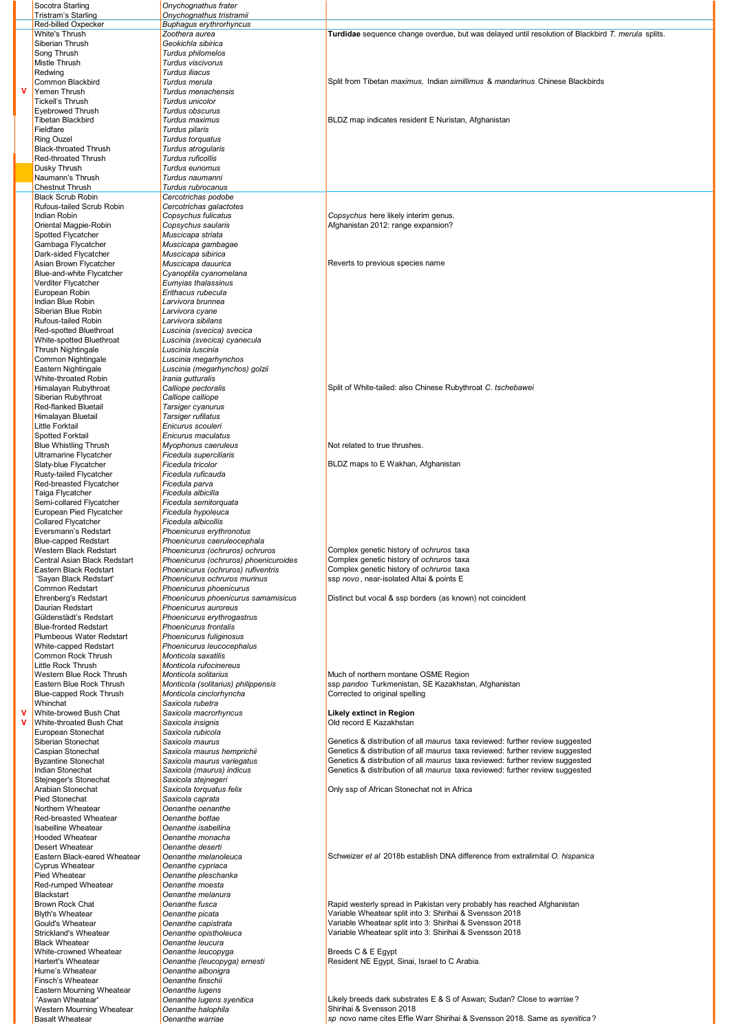| | English name | Scientific name | Notes |
|---|---|---|---|
| | Socotra Starling | *Onychognathus frater* | |
| | Tristram's Starling | *Onychognathus tristramii* | |
| | Red-billed Oxpecker | *Buphagus erythrorhyncus* | |
| | White's Thrush | *Zoothera aurea* | **Turdidae** sequence change overdue, but was delayed until resolution of Blackbird *T. merula* splits. |
| | Siberian Thrush | *Geokichla sibirica* | |
| | Song Thrush | *Turdus philomelos* | |
| | Mistle Thrush | *Turdus viscivorus* | |
| | Redwing | *Turdus iliacus* | |
| | Common Blackbird | *Turdus merula* | Split from Tibetan *maximus*, Indian *simillimus* & *mandarinus* Chinese Blackbirds |
| V | Yemen Thrush | *Turdus menachensis* | |
| | Tickell's Thrush | *Turdus unicolor* | |
| | Eyebrowed Thrush | *Turdus obscurus* | |
| | Tibetan Blackbird | *Turdus maximus* | BLDZ map indicates resident E Nuristan, Afghanistan |
| | Fieldfare | *Turdus pilaris* | |
| | Ring Ouzel | *Turdus torquatus* | |
| | Black-throated Thrush | *Turdus atrogularis* | |
| | Red-throated Thrush | *Turdus ruficollis* | |
| | Dusky Thrush | *Turdus eunomus* | |
| | Naumann's Thrush | *Turdus naumanni* | |
| | Chestnut Thrush | *Turdus rubrocanus* | |
| | Black Scrub Robin | *Cercotrichas podobe* | |
| | Rufous-tailed Scrub Robin | *Cercotrichas galactotes* | |
| | Indian Robin | *Copsychus fulicatus* | *Copsychus* here likely interim genus. |
| | Oriental Magpie-Robin | *Copsychus saularis* | Afghanistan 2012: range expansion? |
| | Spotted Flycatcher | *Muscicapa striata* | |
| | Gambaga Flycatcher | *Muscicapa gambagae* | |
| | Dark-sided Flycatcher | *Muscicapa sibirica* | |
| | Asian Brown Flycatcher | *Muscicapa dauurica* | Reverts to previous species name |
| | Blue-and-white Flycatcher | *Cyanoptila cyanomelana* | |
| | Verditer Flycatcher | *Eumyias thalassinus* | |
| | European Robin | *Erithacus rubecula* | |
| | Indian Blue Robin | *Larvivora brunnea* | |
| | Siberian Blue Robin | *Larvivora cyane* | |
| | Rufous-tailed Robin | *Larvivora sibilans* | |
| | Red-spotted Bluethroat | *Luscinia (svecica) svecica* | |
| | White-spotted Bluethroat | *Luscinia (svecica) cyanecula* | |
| | Thrush Nightingale | *Luscinia luscinia* | |
| | Common Nightingale | *Luscinia megarhynchos* | |
| | Eastern Nightingale | *Luscinia (megarhynchos) golzii* | |
| | White-throated Robin | *Irania gutturalis* | |
| | Himalayan Rubythroat | *Calliope pectoralis* | Split of White-tailed: also Chinese Rubythroat *C. tschebawei* |
| | Siberian Rubythroat | *Calliope calliope* | |
| | Red-flanked Bluetail | *Tarsiger cyanurus* | |
| | Himalayan Bluetail | *Tarsiger rufilatus* | |
| | Little Forktail | *Enicurus scouleri* | |
| | Spotted Forktail | *Enicurus maculatus* | |
| | Blue Whistling Thrush | *Myophonus caeruleus* | Not related to true thrushes. |
| | Ultramarine Flycatcher | *Ficedula superciliaris* | |
| | Slaty-blue Flycatcher | *Ficedula tricolor* | BLDZ maps to E Wakhan, Afghanistan |
| | Rusty-tailed Flycatcher | *Ficedula ruficauda* | |
| | Red-breasted Flycatcher | *Ficedula parva* | |
| | Taiga Flycatcher | *Ficedula albicilla* | |
| | Semi-collared Flycatcher | *Ficedula semitorquata* | |
| | European Pied Flycatcher | *Ficedula hypoleuca* | |
| | Collared Flycatcher | *Ficedula albicollis* | |
| | Eversmann's Redstart | *Phoenicurus erythronotus* | |
| | Blue-capped Redstart | *Phoenicurus caeruleocephala* | |
| | Western Black Redstart | *Phoenicurus (ochruros) ochruros* | Complex genetic history of *ochruros* taxa |
| | Central Asian Black Redstart | *Phoenicurus (ochruros) phoenicuroides* | Complex genetic history of *ochruros* taxa |
| | Eastern Black Redstart | *Phoenicurus (ochruros) rufiventris* | Complex genetic history of *ochruros* taxa |
| | 'Sayan Black Redstart' | *Phoenicurus ochruros murinus* | ssp *novo*, near-isolated Altai & points E |
| | Common Redstart | *Phoenicurus phoenicurus* | |
| | Ehrenberg's Redstart | *Phoenicurus phoenicurus samamisicus* | Distinct but vocal & ssp borders (as known) not coincident |
| | Daurian Redstart | *Phoenicurus auroreus* | |
| | Güldenstädt's Redstart | *Phoenicurus erythrogastrus* | |
| | Blue-fronted Redstart | *Phoenicurus frontalis* | |
| | Plumbeous Water Redstart | *Phoenicurus fuliginosus* | |
| | White-capped Redstart | *Phoenicurus leucocephalus* | |
| | Common Rock Thrush | *Monticola saxatilis* | |
| | Little Rock Thrush | *Monticola rufocinereus* | |
| | Western Blue Rock Thrush | *Monticola solitarius* | Much of northern montane OSME Region |
| | Eastern Blue Rock Thrush | *Monticola (solitarius) philippensis* | ssp *pandoo* Turkmenistan, SE Kazakhstan, Afghanistan |
| | Blue-capped Rock Thrush | *Monticola cinclorhyncha* | Corrected to original spelling |
| | Whinchat | *Saxicola rubetra* | |
| V | White-browed Bush Chat | *Saxicola macrorhyncus* | **Likely extinct in Region** |
| V | White-throated Bush Chat | *Saxicola insignis* | Old record E Kazakhstan |
| | European Stonechat | *Saxicola rubicola* | |
| | Siberian Stonechat | *Saxicola maurus* | Genetics & distribution of all *maurus* taxa reviewed: further review suggested |
| | Caspian Stonechat | *Saxicola maurus hemprichii* | Genetics & distribution of all *maurus* taxa reviewed: further review suggested |
| | Byzantine Stonechat | *Saxicola maurus variegatus* | Genetics & distribution of all *maurus* taxa reviewed: further review suggested |
| | Indian Stonechat | *Saxicola (maurus) indicus* | Genetics & distribution of all *maurus* taxa reviewed: further review suggested |
| | Stejneger's Stonechat | *Saxicola stejnegeri* | |
| | Arabian Stonechat | *Saxicola torquatus felix* | Only ssp of African Stonechat not in Africa |
| | Pied Stonechat | *Saxicola caprata* | |
| | Northern Wheatear | *Oenanthe oenanthe* | |
| | Red-breasted Wheatear | *Oenanthe bottae* | |
| | Isabelline Wheatear | *Oenanthe isabellina* | |
| | Hooded Wheatear | *Oenanthe monacha* | |
| | Desert Wheatear | *Oenanthe deserti* | |
| | Eastern Black-eared Wheatear | *Oenanthe melanoleuca* | Schweizer *et al* 2018b establish DNA difference from extralimital *O. hispanica* |
| | Cyprus Wheatear | *Oenanthe cypriaca* | |
| | Pied Wheatear | *Oenanthe pleschanka* | |
| | Red-rumped Wheatear | *Oenanthe moesta* | |
| | Blackstart | *Oenanthe melanura* | |
| | Brown Rock Chat | *Oenanthe fusca* | Rapid westerly spread in Pakistan very probably has reached Afghanistan |
| | Blyth's Wheatear | *Oenanthe picata* | Variable Wheatear split into 3: Shirihai & Svensson 2018 |
| | Gould's Wheatear | *Oenanthe capistrata* | Variable Wheatear split into 3: Shirihai & Svensson 2018 |
| | Strickland's Wheatear | *Oenanthe opistholeuca* | Variable Wheatear split into 3: Shirihai & Svensson 2018 |
| | Black Wheatear | *Oenanthe leucura* | |
| | White-crowned Wheatear | *Oenanthe leucopyga* | Breeds C & E Egypt |
| | Hartert's Wheatear | *Oenanthe (leucopyga) ernesti* | Resident NE Egypt, Sinai, Israel to C Arabia. |
| | Hume's Wheatear | *Oenanthe albonigra* | |
| | Finsch's Wheatear | *Oenanthe finschii* | |
| | Eastern Mourning Wheatear | *Oenanthe lugens* | |
| | 'Aswan Wheatear' | *Oenanthe lugens syenitica* | Likely breeds dark substrates E & S of Aswan; Sudan? Close to *warriae*? |
| | Western Mourning Wheatear | *Oenanthe halophila* | Shirihai & Svensson 2018 |
| | Basalt Wheatear | *Oenanthe warriae* | *sp* novo name cites Effie Warr Shirihai & Svensson 2018. Same as *syenitica*? |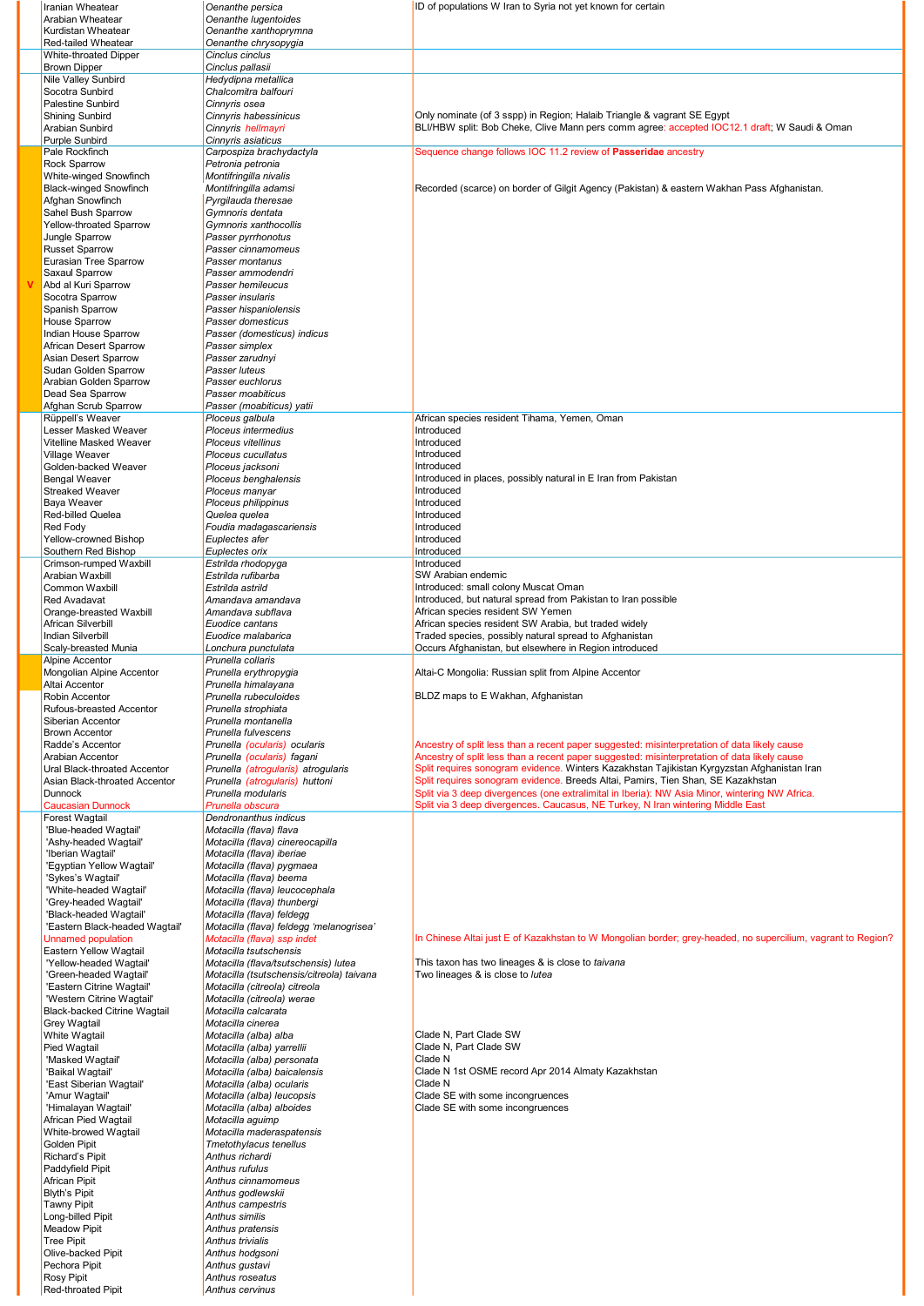| | Common name | Scientific name | Notes |
|---|---|---|---|
| | Iranian Wheatear | *Oenanthe persica* | ID of populations W Iran to Syria not yet known for certain |
| | Arabian Wheatear | *Oenanthe lugentoides* | |
| | Kurdistan Wheatear | *Oenanthe xanthoprymna* | |
| | Red-tailed Wheatear | *Oenanthe chrysopygia* | |
| | White-throated Dipper | *Cinclus cinclus* | |
| | Brown Dipper | *Cinclus pallasii* | |
| | Nile Valley Sunbird | *Hedydipna metallica* | |
| | Socotra Sunbird | *Chalcomitra balfouri* | |
| | Palestine Sunbird | *Cinnyris osea* | |
| | Shining Sunbird | *Cinnyris habessinicus* | Only nominate (of 3 sspp) in Region; Halaib Triangle & vagrant SE Egypt |
| | Arabian Sunbird | *Cinnyris hellmayri* | BLI/HBW split: Bob Cheke, Clive Mann pers comm agree: accepted IOC12.1 draft; W Saudi & Oman |
| | Purple Sunbird | *Cinnyris asiaticus* | |
| | Pale Rockfinch | *Carpospiza brachydactyla* | Sequence change follows IOC 11.2 review of **Passeridae** ancestry |
| | Rock Sparrow | *Petronia petronia* | |
| | White-winged Snowfinch | *Montifringilla nivalis* | |
| | Black-winged Snowfinch | *Montifringilla adamsi* | Recorded (scarce) on border of Gilgit Agency (Pakistan) & eastern Wakhan Pass Afghanistan. |
| | Afghan Snowfinch | *Pyrgilauda theresae* | |
| | Sahel Bush Sparrow | *Gymnoris dentata* | |
| | Yellow-throated Sparrow | *Gymnoris xanthocollis* | |
| | Jungle Sparrow | *Passer pyrrhonotus* | |
| | Russet Sparrow | *Passer cinnamomeus* | |
| | Eurasian Tree Sparrow | *Passer montanus* | |
| | Saxaul Sparrow | *Passer ammodendri* | |
| V | Abd al Kuri Sparrow | *Passer hemileucus* | |
| | Socotra Sparrow | *Passer insularis* | |
| | Spanish Sparrow | *Passer hispaniolensis* | |
| | House Sparrow | *Passer domesticus* | |
| | Indian House Sparrow | *Passer (domesticus) indicus* | |
| | African Desert Sparrow | *Passer simplex* | |
| | Asian Desert Sparrow | *Passer zarudnyi* | |
| | Sudan Golden Sparrow | *Passer luteus* | |
| | Arabian Golden Sparrow | *Passer euchlorus* | |
| | Dead Sea Sparrow | *Passer moabiticus* | |
| | Afghan Scrub Sparrow | *Passer (moabiticus) yatii* | |
| | Rüppell's Weaver | *Ploceus galbula* | African species resident Tihama, Yemen, Oman |
| | Lesser Masked Weaver | *Ploceus intermedius* | Introduced |
| | Vitelline Masked Weaver | *Ploceus vitellinus* | Introduced |
| | Village Weaver | *Ploceus cucullatus* | Introduced |
| | Golden-backed Weaver | *Ploceus jacksoni* | Introduced |
| | Bengal Weaver | *Ploceus benghalensis* | Introduced in places, possibly natural in E Iran from Pakistan |
| | Streaked Weaver | *Ploceus manyar* | Introduced |
| | Baya Weaver | *Ploceus philippinus* | Introduced |
| | Red-billed Quelea | *Quelea quelea* | Introduced |
| | Red Fody | *Foudia madagascariensis* | Introduced |
| | Yellow-crowned Bishop | *Euplectes afer* | Introduced |
| | Southern Red Bishop | *Euplectes orix* | Introduced |
| | Crimson-rumped Waxbill | *Estrilda rhodopyga* | Introduced |
| | Arabian Waxbill | *Estrilda rufibarba* | SW Arabian endemic |
| | Common Waxbill | *Estrilda astrild* | Introduced: small colony Muscat Oman |
| | Red Avadavat | *Amandava amandava* | Introduced, but natural spread from Pakistan to Iran possible |
| | Orange-breasted Waxbill | *Amandava subflava* | African species resident SW Yemen |
| | African Silverbill | *Euodice cantans* | African species resident SW Arabia, but traded widely |
| | Indian Silverbill | *Euodice malabarica* | Traded species, possibly natural spread to Afghanistan |
| | Scaly-breasted Munia | *Lonchura punctulata* | Occurs Afghanistan, but elsewhere in Region introduced |
| | Alpine Accentor | *Prunella collaris* | |
| | Mongolian Alpine Accentor | *Prunella erythropygia* | Altai-C Mongolia: Russian split from Alpine Accentor |
| | Altai Accentor | *Prunella himalayana* | |
| | Robin Accentor | *Prunella rubeculoides* | BLDZ maps to E Wakhan, Afghanistan |
| | Rufous-breasted Accentor | *Prunella strophiata* | |
| | Siberian Accentor | *Prunella montanella* | |
| | Brown Accentor | *Prunella fulvescens* | |
| | Radde's Accentor | *Prunella (ocularis) ocularis* | Ancestry of split less than a recent paper suggested: misinterpretation of data likely cause |
| | Arabian Accentor | *Prunella (ocularis) fagani* | Ancestry of split less than a recent paper suggested: misinterpretation of data likely cause |
| | Ural Black-throated Accentor | *Prunella (atrogularis) atrogularis* | Split requires sonogram evidence. Winters Kazakhstan Tajikistan Kyrgyzstan Afghanistan Iran |
| | Asian Black-throated Accentor | *Prunella (atrogularis) huttoni* | Split requires sonogram evidence. Breeds Altai, Pamirs, Tien Shan, SE Kazakhstan |
| | Dunnock | *Prunella modularis* | Split via 3 deep divergences (one extralimital in Iberia): NW Asia Minor, wintering NW Africa. |
| | Caucasian Dunnock | *Prunella obscura* | Split via 3 deep divergences. Caucasus, NE Turkey, N Iran wintering Middle East |
| | Forest Wagtail | *Dendronanthus indicus* | |
| | 'Blue-headed Wagtail' | *Motacilla (flava) flava* | |
| | 'Ashy-headed Wagtail' | *Motacilla (flava) cinereocapilla* | |
| | 'Iberian Wagtail' | *Motacilla (flava) iberiae* | |
| | 'Egyptian Yellow Wagtail' | *Motacilla (flava) pygmaea* | |
| | 'Sykes's Wagtail' | *Motacilla (flava) beema* | |
| | 'White-headed Wagtail' | *Motacilla (flava) leucocephala* | |
| | 'Grey-headed Wagtail' | *Motacilla (flava) thunbergi* | |
| | 'Black-headed Wagtail' | *Motacilla (flava) feldegg* | |
| | 'Eastern Black-headed Wagtail' | *Motacilla (flava) feldegg 'melanogrisea'* | |
| | Unnamed population | *Motacilla (flava) ssp indet* | In Chinese Altai just E of Kazakhstan to W Mongolian border; grey-headed, no supercilium, vagrant to Region? |
| | Eastern Yellow Wagtail | *Motacilla tschutschensis* | |
| | 'Yellow-headed Wagtail' | *Motacilla (flava/tschutschensis) lutea* | This taxon has two lineages & is close to *taivana* |
| | 'Green-headed Wagtail' | *Motacilla (tschutschensis/citreola) taivana* | Two lineages & is close to *lutea* |
| | 'Eastern Citrine Wagtail' | *Motacilla (citreola) citreola* | |
| | 'Western Citrine Wagtail' | *Motacilla (citreola) werae* | |
| | Black-backed Citrine Wagtail | *Motacilla calcarata* | |
| | Grey Wagtail | *Motacilla cinerea* | |
| | White Wagtail | *Motacilla (alba) alba* | Clade N, Part Clade SW |
| | Pied Wagtail | *Motacilla (alba) yarrellii* | Clade N, Part Clade SW |
| | 'Masked Wagtail' | *Motacilla (alba) personata* | Clade N |
| | 'Baikal Wagtail' | *Motacilla (alba) baicalensis* | Clade N 1st OSME record Apr 2014 Almaty Kazakhstan |
| | 'East Siberian Wagtail' | *Motacilla (alba) ocularis* | Clade N |
| | 'Amur Wagtail' | *Motacilla (alba) leucopsis* | Clade SE with some incongruences |
| | 'Himalayan Wagtail' | *Motacilla (alba) alboides* | Clade SE with some incongruences |
| | African Pied Wagtail | *Motacilla aguimp* | |
| | White-browed Wagtail | *Motacilla maderaspatensis* | |
| | Golden Pipit | *Tmetothylacus tenellus* | |
| | Richard's Pipit | *Anthus richardi* | |
| | Paddyfield Pipit | *Anthus rufulus* | |
| | African Pipit | *Anthus cinnamomeus* | |
| | Blyth's Pipit | *Anthus godlewskii* | |
| | Tawny Pipit | *Anthus campestris* | |
| | Long-billed Pipit | *Anthus similis* | |
| | Meadow Pipit | *Anthus pratensis* | |
| | Tree Pipit | *Anthus trivialis* | |
| | Olive-backed Pipit | *Anthus hodgsoni* | |
| | Pechora Pipit | *Anthus gustavi* | |
| | Rosy Pipit | *Anthus roseatus* | |
| | Red-throated Pipit | *Anthus cervinus* | |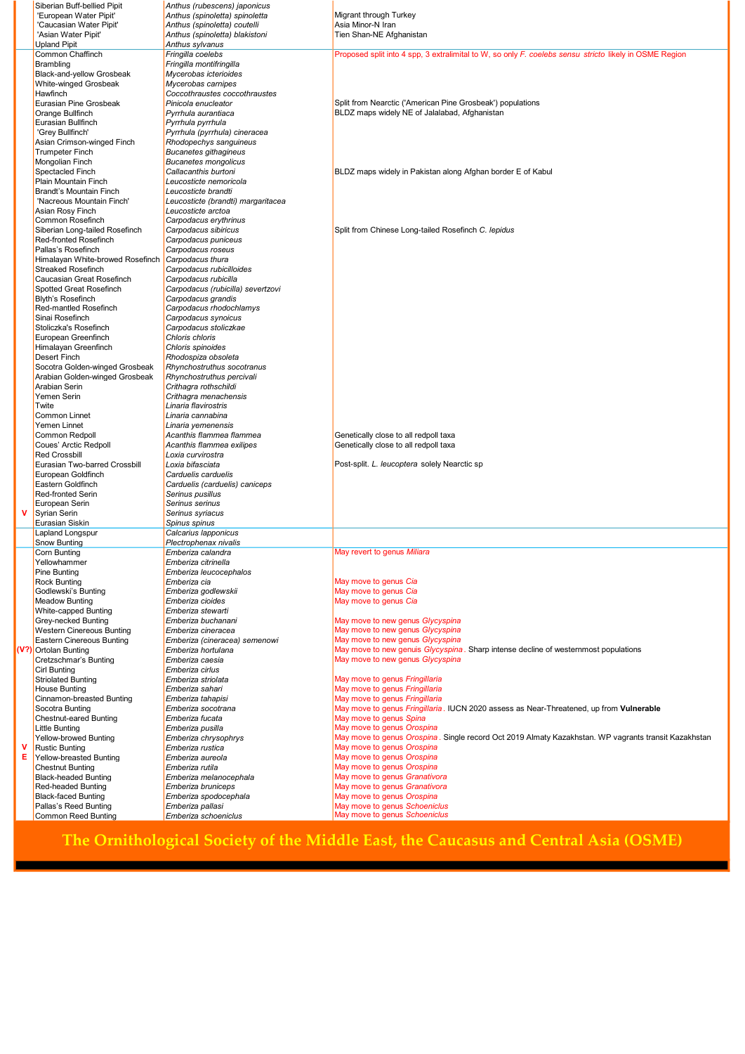| | | | |
|---|---|---|---|
| | Siberian Buff-bellied Pipit | *Anthus (rubescens) japonicus* | |
| | 'European Water Pipit' | *Anthus (spinoletta) spinoletta* | Migrant through Turkey |
| | 'Caucasian Water Pipit' | *Anthus (spinoletta) coutelli* | Asia Minor-N Iran |
| | 'Asian Water Pipit' | *Anthus (spinoletta) blakistoni* | Tien Shan-NE Afghanistan |
| | Upland Pipit | *Anthus sylvanus* | |
| | Common Chaffinch | *Fringilla coelebs* | Proposed split into 4 spp, 3 extralimital to W, so only *F. coelebs sensu stricto* likely in OSME Region |
| | Brambling | *Fringilla montifringilla* | |
| | Black-and-yellow Grosbeak | *Mycerobas icterioides* | |
| | White-winged Grosbeak | *Mycerobas carnipes* | |
| | Hawfinch | *Coccothraustes coccothraustes* | |
| | Eurasian Pine Grosbeak | *Pinicola enucleator* | Split from Nearctic ('American Pine Grosbeak') populations |
| | Orange Bullfinch | *Pyrrhula aurantiaca* | BLDZ maps widely NE of Jalalabad, Afghanistan |
| | Eurasian Bullfinch | *Pyrrhula pyrrhula* | |
| | 'Grey Bullfinch' | *Pyrrhula (pyrrhula) cineracea* | |
| | Asian Crimson-winged Finch | *Rhodopechys sanguineus* | |
| | Trumpeter Finch | *Bucanetes githagineus* | |
| | Mongolian Finch | *Bucanetes mongolicus* | |
| | Spectacled Finch | *Callacanthis burtoni* | BLDZ maps widely in Pakistan along Afghan border E of Kabul |
| | Plain Mountain Finch | *Leucosticte nemoricola* | |
| | Brandt's Mountain Finch | *Leucosticte brandti* | |
| | 'Nacreous Mountain Finch' | *Leucosticte (brandti) margaritacea* | |
| | Asian Rosy Finch | *Leucosticte arctoa* | |
| | Common Rosefinch | *Carpodacus erythrinus* | |
| | Siberian Long-tailed Rosefinch | *Carpodacus sibiricus* | Split from Chinese Long-tailed Rosefinch *C. lepidus* |
| | Red-fronted Rosefinch | *Carpodacus puniceus* | |
| | Pallas's Rosefinch | *Carpodacus roseus* | |
| | Himalayan White-browed Rosefinch | *Carpodacus thura* | |
| | Streaked Rosefinch | *Carpodacus rubicilloides* | |
| | Caucasian Great Rosefinch | *Carpodacus rubicilla* | |
| | Spotted Great Rosefinch | *Carpodacus (rubicilla) severtzovi* | |
| | Blyth's Rosefinch | *Carpodacus grandis* | |
| | Red-mantled Rosefinch | *Carpodacus rhodochlamys* | |
| | Sinai Rosefinch | *Carpodacus synoicus* | |
| | Stoliczka's Rosefinch | *Carpodacus stoliczkae* | |
| | European Greenfinch | *Chloris chloris* | |
| | Himalayan Greenfinch | *Chloris spinoides* | |
| | Desert Finch | *Rhodospiza obsoleta* | |
| | Socotra Golden-winged Grosbeak | *Rhynchostruthus socotranus* | |
| | Arabian Golden-winged Grosbeak | *Rhynchostruthus percivali* | |
| | Arabian Serin | *Crithagra rothschildi* | |
| | Yemen Serin | *Crithagra menachensis* | |
| | Twite | *Linaria flavirostris* | |
| | Common Linnet | *Linaria cannabina* | |
| | Yemen Linnet | *Linaria yemenensis* | |
| | Common Redpoll | *Acanthis flammea flammea* | Genetically close to all redpoll taxa |
| | Coues' Arctic Redpoll | *Acanthis flammea exilipes* | Genetically close to all redpoll taxa |
| | Red Crossbill | *Loxia curvirostra* | |
| | Eurasian Two-barred Crossbill | *Loxia bifasciata* | Post-split. *L. leucoptera* solely Nearctic sp |
| | European Goldfinch | *Carduelis carduelis* | |
| | Eastern Goldfinch | *Carduelis (carduelis) caniceps* | |
| | Red-fronted Serin | *Serinus pusillus* | |
| | European Serin | *Serinus serinus* | |
| V | Syrian Serin | *Serinus syriacus* | |
| | Eurasian Siskin | *Spinus spinus* | |
| | Lapland Longspur | *Calcarius lapponicus* | |
| | Snow Bunting | *Plectrophenax nivalis* | |
| | Corn Bunting | *Emberiza calandra* | May revert to genus *Miliaria* |
| | Yellowhammer | *Emberiza citrinella* | |
| | Pine Bunting | *Emberiza leucocephalos* | |
| | Rock Bunting | *Emberiza cia* | May move to genus *Cia* |
| | Godlewski's Bunting | *Emberiza godlewskii* | May move to genus *Cia* |
| | Meadow Bunting | *Emberiza cioides* | May move to genus *Cia* |
| | White-capped Bunting | *Emberiza stewarti* | |
| | Grey-necked Bunting | *Emberiza buchanani* | May move to new genus *Glycyspina* |
| | Western Cinereous Bunting | *Emberiza cineracea* | May move to new genus *Glycyspina* |
| | Eastern Cinereous Bunting | *Emberiza (cineracea) semenowi* | May move to new genus *Glycyspina* |
| (V?) | Ortolan Bunting | *Emberiza hortulana* | May move to new genuis *Glycyspina*. Sharp intense decline of westernmost populations |
| | Cretzschmar's Bunting | *Emberiza caesia* | May move to new genus *Glycyspina* |
| | Cirl Bunting | *Emberiza cirlus* | |
| | Striolated Bunting | *Emberiza striolata* | May move to genus *Fringillaria* |
| | House Bunting | *Emberiza sahari* | May move to genus *Fringillaria* |
| | Cinnamon-breasted Bunting | *Emberiza tahapisi* | May move to genus *Fringillaria* |
| | Socotra Bunting | *Emberiza socotrana* | May move to genus *Fringillaria*. IUCN 2020 assess as Near-Threatened, up from **Vulnerable** |
| | Chestnut-eared Bunting | *Emberiza fucata* | May move to genus *Spina* |
| | Little Bunting | *Emberiza pusilla* | May move to genus *Orospina* |
| | Yellow-browed Bunting | *Emberiza chrysophrys* | May move to genus *Orospina*. Single record Oct 2019 Almaty Kazakhstan. WP vagrants transit Kazakhstan |
| V | Rustic Bunting | *Emberiza rustica* | May move to genus *Orospina* |
| E | Yellow-breasted Bunting | *Emberiza aureola* | May move to genus *Orospina* |
| | Chestnut Bunting | *Emberiza rutila* | May move to genus *Orospina* |
| | Black-headed Bunting | *Emberiza melanocephala* | May move to genus *Granativora* |
| | Red-headed Bunting | *Emberiza bruniceps* | May move to genus *Granativora* |
| | Black-faced Bunting | *Emberiza spodocephala* | May move to genus *Orospina* |
| | Pallas's Reed Bunting | *Emberiza pallasi* | May move to genus *Schoeniclus* |
| | Common Reed Bunting | *Emberiza schoeniclus* | May move to genus *Schoeniclus* |

**The Ornithological Society of the Middle East, the Caucasus and Central Asia (OSME)**